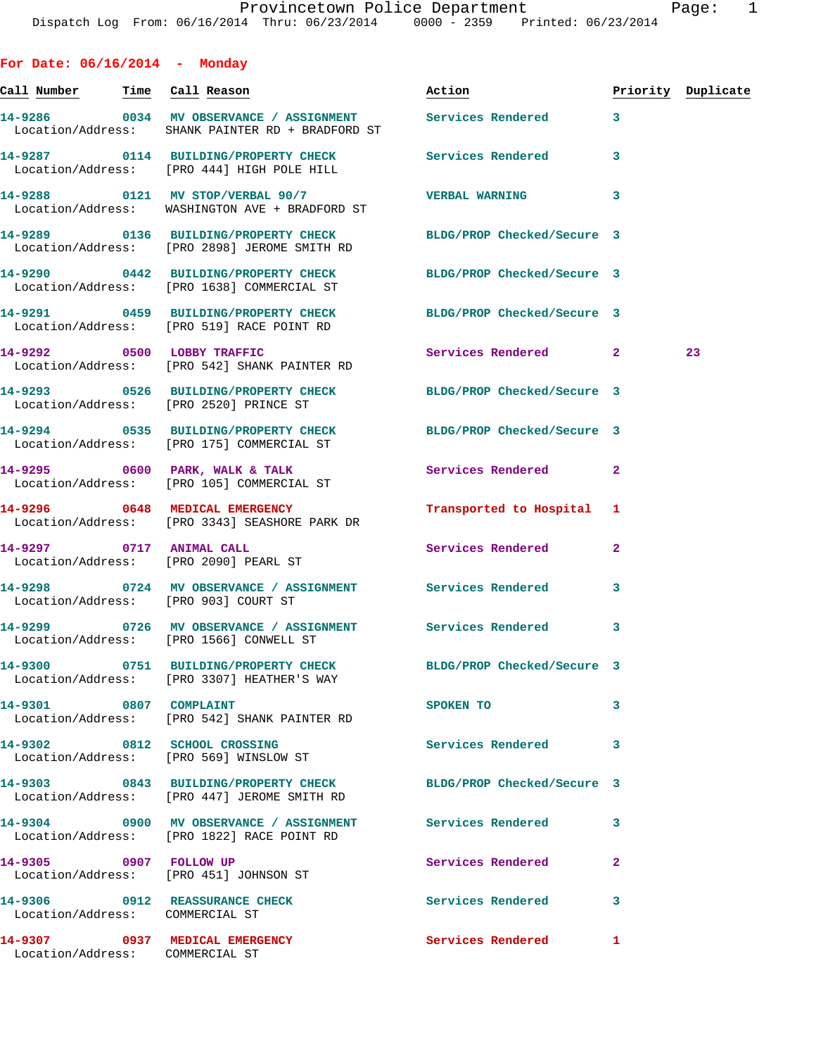Provincetown Police Department

Dispatch Log From: 06/16/2014 Thru: 06/23/2014 0000 - 2359 Printed: 06/23/2014

## For Date: 06/16/2014 - Monday

| Call Number | Time | Call Reason | Action | Priority | Duplicate |
|---|---|---|---|---|---|
| 14-9286 | 0034 | MV OBSERVANCE / ASSIGNMENT | Services Rendered | 3 | |
| Location/Address: | | SHANK PAINTER RD + BRADFORD ST | | | |
| 14-9287 | 0114 | BUILDING/PROPERTY CHECK | Services Rendered | 3 | |
| Location/Address: | | [PRO 444] HIGH POLE HILL | | | |
| 14-9288 | 0121 | MV STOP/VERBAL 90/7 | VERBAL WARNING | 3 | |
| Location/Address: | | WASHINGTON AVE + BRADFORD ST | | | |
| 14-9289 | 0136 | BUILDING/PROPERTY CHECK | BLDG/PROP Checked/Secure | 3 | |
| Location/Address: | | [PRO 2898] JEROME SMITH RD | | | |
| 14-9290 | 0442 | BUILDING/PROPERTY CHECK | BLDG/PROP Checked/Secure | 3 | |
| Location/Address: | | [PRO 1638] COMMERCIAL ST | | | |
| 14-9291 | 0459 | BUILDING/PROPERTY CHECK | BLDG/PROP Checked/Secure | 3 | |
| Location/Address: | | [PRO 519] RACE POINT RD | | | |
| 14-9292 | 0500 | LOBBY TRAFFIC | Services Rendered | 2 | 23 |
| Location/Address: | | [PRO 542] SHANK PAINTER RD | | | |
| 14-9293 | 0526 | BUILDING/PROPERTY CHECK | BLDG/PROP Checked/Secure | 3 | |
| Location/Address: | | [PRO 2520] PRINCE ST | | | |
| 14-9294 | 0535 | BUILDING/PROPERTY CHECK | BLDG/PROP Checked/Secure | 3 | |
| Location/Address: | | [PRO 175] COMMERCIAL ST | | | |
| 14-9295 | 0600 | PARK, WALK & TALK | Services Rendered | 2 | |
| Location/Address: | | [PRO 105] COMMERCIAL ST | | | |
| 14-9296 | 0648 | MEDICAL EMERGENCY | Transported to Hospital | 1 | |
| Location/Address: | | [PRO 3343] SEASHORE PARK DR | | | |
| 14-9297 | 0717 | ANIMAL CALL | Services Rendered | 2 | |
| Location/Address: | | [PRO 2090] PEARL ST | | | |
| 14-9298 | 0724 | MV OBSERVANCE / ASSIGNMENT | Services Rendered | 3 | |
| Location/Address: | | [PRO 903] COURT ST | | | |
| 14-9299 | 0726 | MV OBSERVANCE / ASSIGNMENT | Services Rendered | 3 | |
| Location/Address: | | [PRO 1566] CONWELL ST | | | |
| 14-9300 | 0751 | BUILDING/PROPERTY CHECK | BLDG/PROP Checked/Secure | 3 | |
| Location/Address: | | [PRO 3307] HEATHER'S WAY | | | |
| 14-9301 | 0807 | COMPLAINT | SPOKEN TO | 3 | |
| Location/Address: | | [PRO 542] SHANK PAINTER RD | | | |
| 14-9302 | 0812 | SCHOOL CROSSING | Services Rendered | 3 | |
| Location/Address: | | [PRO 569] WINSLOW ST | | | |
| 14-9303 | 0843 | BUILDING/PROPERTY CHECK | BLDG/PROP Checked/Secure | 3 | |
| Location/Address: | | [PRO 447] JEROME SMITH RD | | | |
| 14-9304 | 0900 | MV OBSERVANCE / ASSIGNMENT | Services Rendered | 3 | |
| Location/Address: | | [PRO 1822] RACE POINT RD | | | |
| 14-9305 | 0907 | FOLLOW UP | Services Rendered | 2 | |
| Location/Address: | | [PRO 451] JOHNSON ST | | | |
| 14-9306 | 0912 | REASSURANCE CHECK | Services Rendered | 3 | |
| Location/Address: | | COMMERCIAL ST | | | |
| 14-9307 | 0937 | MEDICAL EMERGENCY | Services Rendered | 1 | |
| Location/Address: | | COMMERCIAL ST | | | |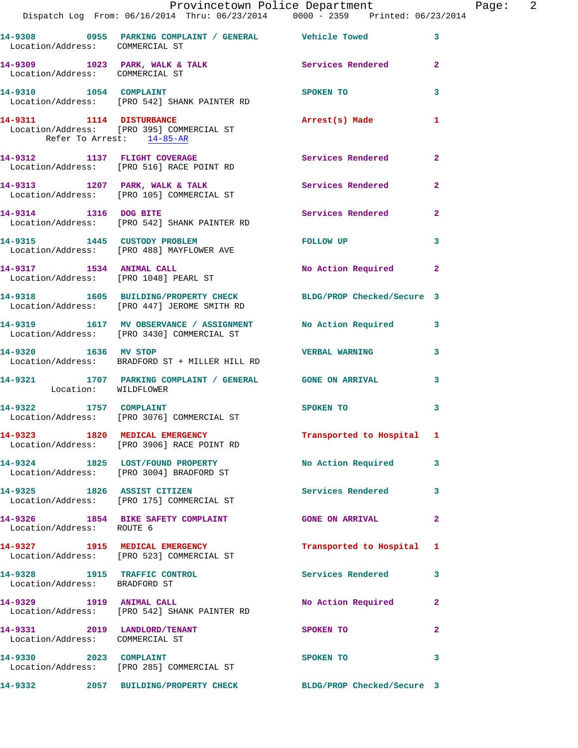14-9308 0955 PARKING COMPLAINT / GENERAL Vehicle Towed 3
Location/Address: COMMERCIAL ST

14-9309 1023 PARK, WALK & TALK Services Rendered 2
Location/Address: COMMERCIAL ST

14-9310 1054 COMPLAINT SPOKEN TO 3
Location/Address: [PRO 542] SHANK PAINTER RD

14-9311 1114 DISTURBANCE Arrest(s) Made 1
Location/Address: [PRO 395] COMMERCIAL ST
Refer To Arrest: 14-85-AR

14-9312 1137 FLIGHT COVERAGE Services Rendered 2
Location/Address: [PRO 516] RACE POINT RD

14-9313 1207 PARK, WALK & TALK Services Rendered 2
Location/Address: [PRO 105] COMMERCIAL ST

14-9314 1316 DOG BITE Services Rendered 2
Location/Address: [PRO 542] SHANK PAINTER RD

14-9315 1445 CUSTODY PROBLEM FOLLOW UP 3
Location/Address: [PRO 488] MAYFLOWER AVE

14-9317 1534 ANIMAL CALL No Action Required 2
Location/Address: [PRO 1048] PEARL ST

14-9318 1605 BUILDING/PROPERTY CHECK BLDG/PROP Checked/Secure 3
Location/Address: [PRO 447] JEROME SMITH RD

14-9319 1617 MV OBSERVANCE / ASSIGNMENT No Action Required 3
Location/Address: [PRO 3430] COMMERCIAL ST

14-9320 1636 MV STOP VERBAL WARNING 3
Location/Address: BRADFORD ST + MILLER HILL RD

14-9321 1707 PARKING COMPLAINT / GENERAL GONE ON ARRIVAL 3
Location: WILDFLOWER

14-9322 1757 COMPLAINT SPOKEN TO 3
Location/Address: [PRO 3076] COMMERCIAL ST

14-9323 1820 MEDICAL EMERGENCY Transported to Hospital 1
Location/Address: [PRO 3906] RACE POINT RD

14-9324 1825 LOST/FOUND PROPERTY No Action Required 3
Location/Address: [PRO 3004] BRADFORD ST

14-9325 1826 ASSIST CITIZEN Services Rendered 3
Location/Address: [PRO 175] COMMERCIAL ST

14-9326 1854 BIKE SAFETY COMPLAINT GONE ON ARRIVAL 2
Location/Address: ROUTE 6

14-9327 1915 MEDICAL EMERGENCY Transported to Hospital 1
Location/Address: [PRO 523] COMMERCIAL ST

14-9328 1915 TRAFFIC CONTROL Services Rendered 3
Location/Address: BRADFORD ST

14-9329 1919 ANIMAL CALL No Action Required 2
Location/Address: [PRO 542] SHANK PAINTER RD

14-9331 2019 LANDLORD/TENANT SPOKEN TO 2
Location/Address: COMMERCIAL ST

14-9330 2023 COMPLAINT SPOKEN TO 3
Location/Address: [PRO 285] COMMERCIAL ST

14-9332 2057 BUILDING/PROPERTY CHECK BLDG/PROP Checked/Secure 3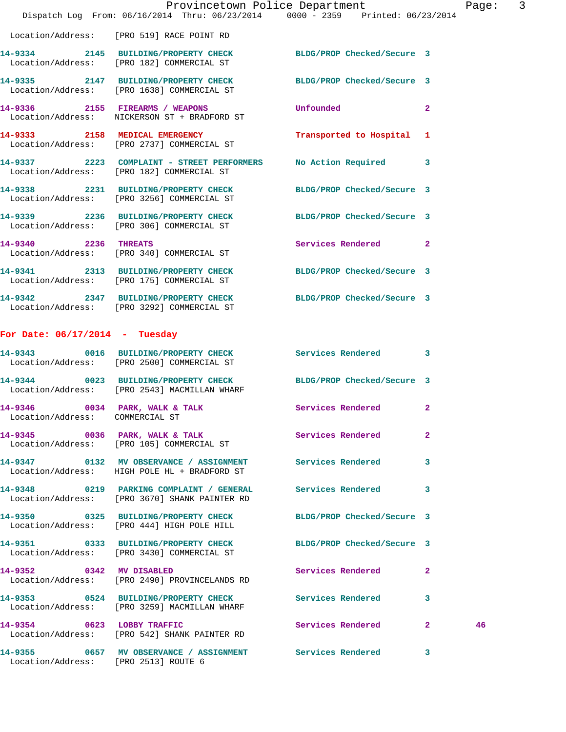Location/Address: [PRO 519] RACE POINT RD

14-9334 2145 BUILDING/PROPERTY CHECK BLDG/PROP Checked/Secure 3
Location/Address: [PRO 182] COMMERCIAL ST

14-9335 2147 BUILDING/PROPERTY CHECK BLDG/PROP Checked/Secure 3
Location/Address: [PRO 1638] COMMERCIAL ST

14-9336 2155 FIREARMS / WEAPONS Unfounded 2
Location/Address: NICKERSON ST + BRADFORD ST

14-9333 2158 MEDICAL EMERGENCY Transported to Hospital 1
Location/Address: [PRO 2737] COMMERCIAL ST

14-9337 2223 COMPLAINT - STREET PERFORMERS No Action Required 3
Location/Address: [PRO 182] COMMERCIAL ST

14-9338 2231 BUILDING/PROPERTY CHECK BLDG/PROP Checked/Secure 3
Location/Address: [PRO 3256] COMMERCIAL ST

14-9339 2236 BUILDING/PROPERTY CHECK BLDG/PROP Checked/Secure 3
Location/Address: [PRO 306] COMMERCIAL ST

14-9340 2236 THREATS Services Rendered 2
Location/Address: [PRO 340] COMMERCIAL ST

14-9341 2313 BUILDING/PROPERTY CHECK BLDG/PROP Checked/Secure 3
Location/Address: [PRO 175] COMMERCIAL ST

14-9342 2347 BUILDING/PROPERTY CHECK BLDG/PROP Checked/Secure 3
Location/Address: [PRO 3292] COMMERCIAL ST

## For Date: 06/17/2014 - Tuesday

14-9343 0016 BUILDING/PROPERTY CHECK Services Rendered 3
Location/Address: [PRO 2500] COMMERCIAL ST

14-9344 0023 BUILDING/PROPERTY CHECK BLDG/PROP Checked/Secure 3
Location/Address: [PRO 2543] MACMILLAN WHARF

14-9346 0034 PARK, WALK & TALK Services Rendered 2
Location/Address: COMMERCIAL ST

14-9345 0036 PARK, WALK & TALK Services Rendered 2
Location/Address: [PRO 105] COMMERCIAL ST

14-9347 0132 MV OBSERVANCE / ASSIGNMENT Services Rendered 3
Location/Address: HIGH POLE HL + BRADFORD ST

14-9348 0219 PARKING COMPLAINT / GENERAL Services Rendered 3
Location/Address: [PRO 3670] SHANK PAINTER RD

14-9350 0325 BUILDING/PROPERTY CHECK BLDG/PROP Checked/Secure 3
Location/Address: [PRO 444] HIGH POLE HILL

14-9351 0333 BUILDING/PROPERTY CHECK BLDG/PROP Checked/Secure 3
Location/Address: [PRO 3430] COMMERCIAL ST

14-9352 0342 MV DISABLED Services Rendered 2
Location/Address: [PRO 2490] PROVINCELANDS RD

14-9353 0524 BUILDING/PROPERTY CHECK Services Rendered 3
Location/Address: [PRO 3259] MACMILLAN WHARF

14-9354 0623 LOBBY TRAFFIC Services Rendered 2 46
Location/Address: [PRO 542] SHANK PAINTER RD

14-9355 0657 MV OBSERVANCE / ASSIGNMENT Services Rendered 3
Location/Address: [PRO 2513] ROUTE 6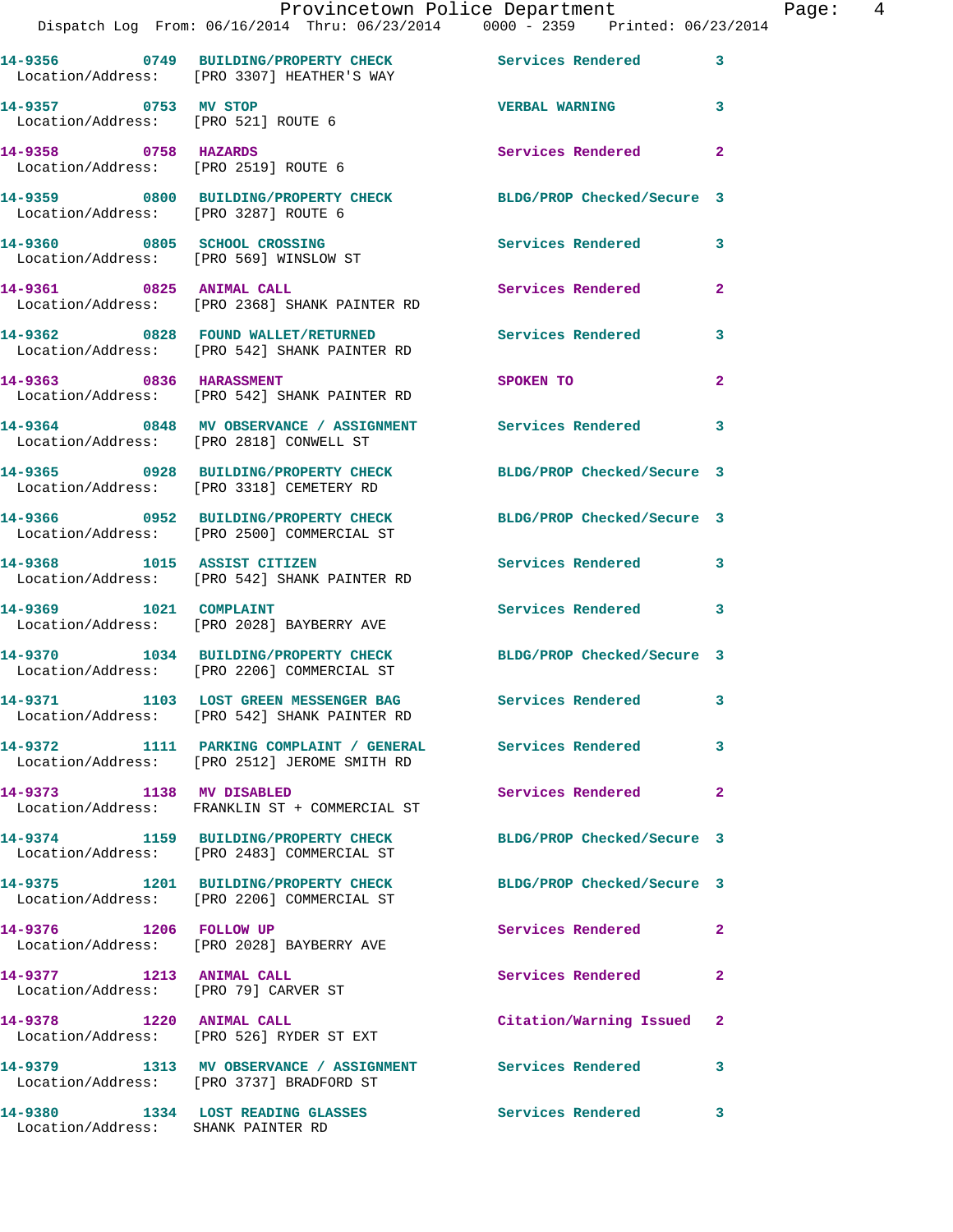14-9356 0749 BUILDING/PROPERTY CHECK Services Rendered 3
Location/Address: [PRO 3307] HEATHER'S WAY

14-9357 0753 MV STOP VERBAL WARNING 3
Location/Address: [PRO 521] ROUTE 6

14-9358 0758 HAZARDS Services Rendered 2
Location/Address: [PRO 2519] ROUTE 6

14-9359 0800 BUILDING/PROPERTY CHECK BLDG/PROP Checked/Secure 3
Location/Address: [PRO 3287] ROUTE 6

14-9360 0805 SCHOOL CROSSING Services Rendered 3
Location/Address: [PRO 569] WINSLOW ST

14-9361 0825 ANIMAL CALL Services Rendered 2
Location/Address: [PRO 2368] SHANK PAINTER RD

14-9362 0828 FOUND WALLET/RETURNED Services Rendered 3
Location/Address: [PRO 542] SHANK PAINTER RD

14-9363 0836 HARASSMENT SPOKEN TO 2
Location/Address: [PRO 542] SHANK PAINTER RD

14-9364 0848 MV OBSERVANCE / ASSIGNMENT Services Rendered 3
Location/Address: [PRO 2818] CONWELL ST

14-9365 0928 BUILDING/PROPERTY CHECK BLDG/PROP Checked/Secure 3
Location/Address: [PRO 3318] CEMETERY RD

14-9366 0952 BUILDING/PROPERTY CHECK BLDG/PROP Checked/Secure 3
Location/Address: [PRO 2500] COMMERCIAL ST

14-9368 1015 ASSIST CITIZEN Services Rendered 3
Location/Address: [PRO 542] SHANK PAINTER RD

14-9369 1021 COMPLAINT Services Rendered 3
Location/Address: [PRO 2028] BAYBERRY AVE

14-9370 1034 BUILDING/PROPERTY CHECK BLDG/PROP Checked/Secure 3
Location/Address: [PRO 2206] COMMERCIAL ST

14-9371 1103 LOST GREEN MESSENGER BAG Services Rendered 3
Location/Address: [PRO 542] SHANK PAINTER RD

14-9372 1111 PARKING COMPLAINT / GENERAL Services Rendered 3
Location/Address: [PRO 2512] JEROME SMITH RD

14-9373 1138 MV DISABLED Services Rendered 2
Location/Address: FRANKLIN ST + COMMERCIAL ST

14-9374 1159 BUILDING/PROPERTY CHECK BLDG/PROP Checked/Secure 3
Location/Address: [PRO 2483] COMMERCIAL ST

14-9375 1201 BUILDING/PROPERTY CHECK BLDG/PROP Checked/Secure 3
Location/Address: [PRO 2206] COMMERCIAL ST

14-9376 1206 FOLLOW UP Services Rendered 2
Location/Address: [PRO 2028] BAYBERRY AVE

14-9377 1213 ANIMAL CALL Services Rendered 2
Location/Address: [PRO 79] CARVER ST

14-9378 1220 ANIMAL CALL Citation/Warning Issued 2
Location/Address: [PRO 526] RYDER ST EXT

14-9379 1313 MV OBSERVANCE / ASSIGNMENT Services Rendered 3
Location/Address: [PRO 3737] BRADFORD ST

14-9380 1334 LOST READING GLASSES Services Rendered 3
Location/Address: SHANK PAINTER RD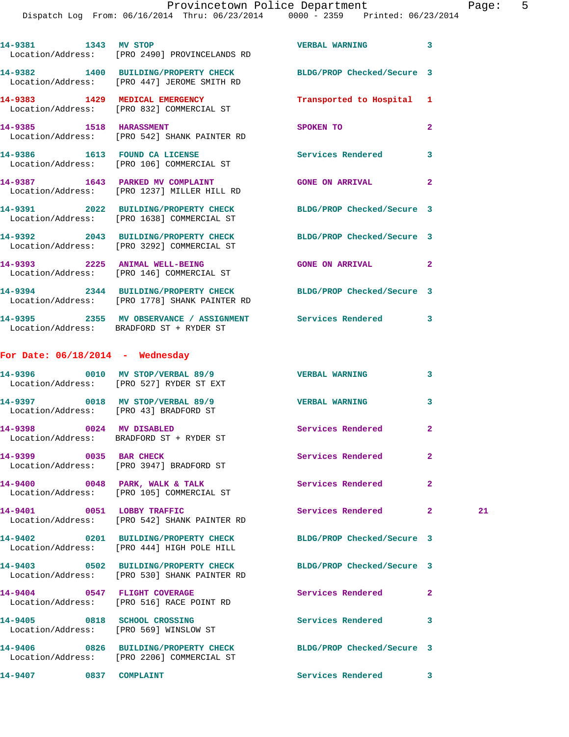14-9381 1343 MV STOP VERBAL WARNING 3
Location/Address: [PRO 2490] PROVINCELANDS RD

14-9382 1400 BUILDING/PROPERTY CHECK BLDG/PROP Checked/Secure 3
Location/Address: [PRO 447] JEROME SMITH RD

14-9383 1429 MEDICAL EMERGENCY Transported to Hospital 1
Location/Address: [PRO 832] COMMERCIAL ST

14-9385 1518 HARASSMENT SPOKEN TO 2
Location/Address: [PRO 542] SHANK PAINTER RD

14-9386 1613 FOUND CA LICENSE Services Rendered 3
Location/Address: [PRO 106] COMMERCIAL ST

14-9387 1643 PARKED MV COMPLAINT GONE ON ARRIVAL 2
Location/Address: [PRO 1237] MILLER HILL RD

14-9391 2022 BUILDING/PROPERTY CHECK BLDG/PROP Checked/Secure 3
Location/Address: [PRO 1638] COMMERCIAL ST

14-9392 2043 BUILDING/PROPERTY CHECK BLDG/PROP Checked/Secure 3
Location/Address: [PRO 3292] COMMERCIAL ST

14-9393 2225 ANIMAL WELL-BEING GONE ON ARRIVAL 2
Location/Address: [PRO 146] COMMERCIAL ST

14-9394 2344 BUILDING/PROPERTY CHECK BLDG/PROP Checked/Secure 3
Location/Address: [PRO 1778] SHANK PAINTER RD

14-9395 2355 MV OBSERVANCE / ASSIGNMENT Services Rendered 3
Location/Address: BRADFORD ST + RYDER ST

## For Date: 06/18/2014 - Wednesday

14-9396 0010 MV STOP/VERBAL 89/9 VERBAL WARNING 3
Location/Address: [PRO 527] RYDER ST EXT

14-9397 0018 MV STOP/VERBAL 89/9 VERBAL WARNING 3
Location/Address: [PRO 43] BRADFORD ST

14-9398 0024 MV DISABLED Services Rendered 2
Location/Address: BRADFORD ST + RYDER ST

14-9399 0035 BAR CHECK Services Rendered 2
Location/Address: [PRO 3947] BRADFORD ST

14-9400 0048 PARK, WALK & TALK Services Rendered 2
Location/Address: [PRO 105] COMMERCIAL ST

14-9401 0051 LOBBY TRAFFIC Services Rendered 2 21
Location/Address: [PRO 542] SHANK PAINTER RD

14-9402 0201 BUILDING/PROPERTY CHECK BLDG/PROP Checked/Secure 3
Location/Address: [PRO 444] HIGH POLE HILL

14-9403 0502 BUILDING/PROPERTY CHECK BLDG/PROP Checked/Secure 3
Location/Address: [PRO 530] SHANK PAINTER RD

14-9404 0547 FLIGHT COVERAGE Services Rendered 2
Location/Address: [PRO 516] RACE POINT RD

14-9405 0818 SCHOOL CROSSING Services Rendered 3
Location/Address: [PRO 569] WINSLOW ST

14-9406 0826 BUILDING/PROPERTY CHECK BLDG/PROP Checked/Secure 3
Location/Address: [PRO 2206] COMMERCIAL ST

14-9407 0837 COMPLAINT Services Rendered 3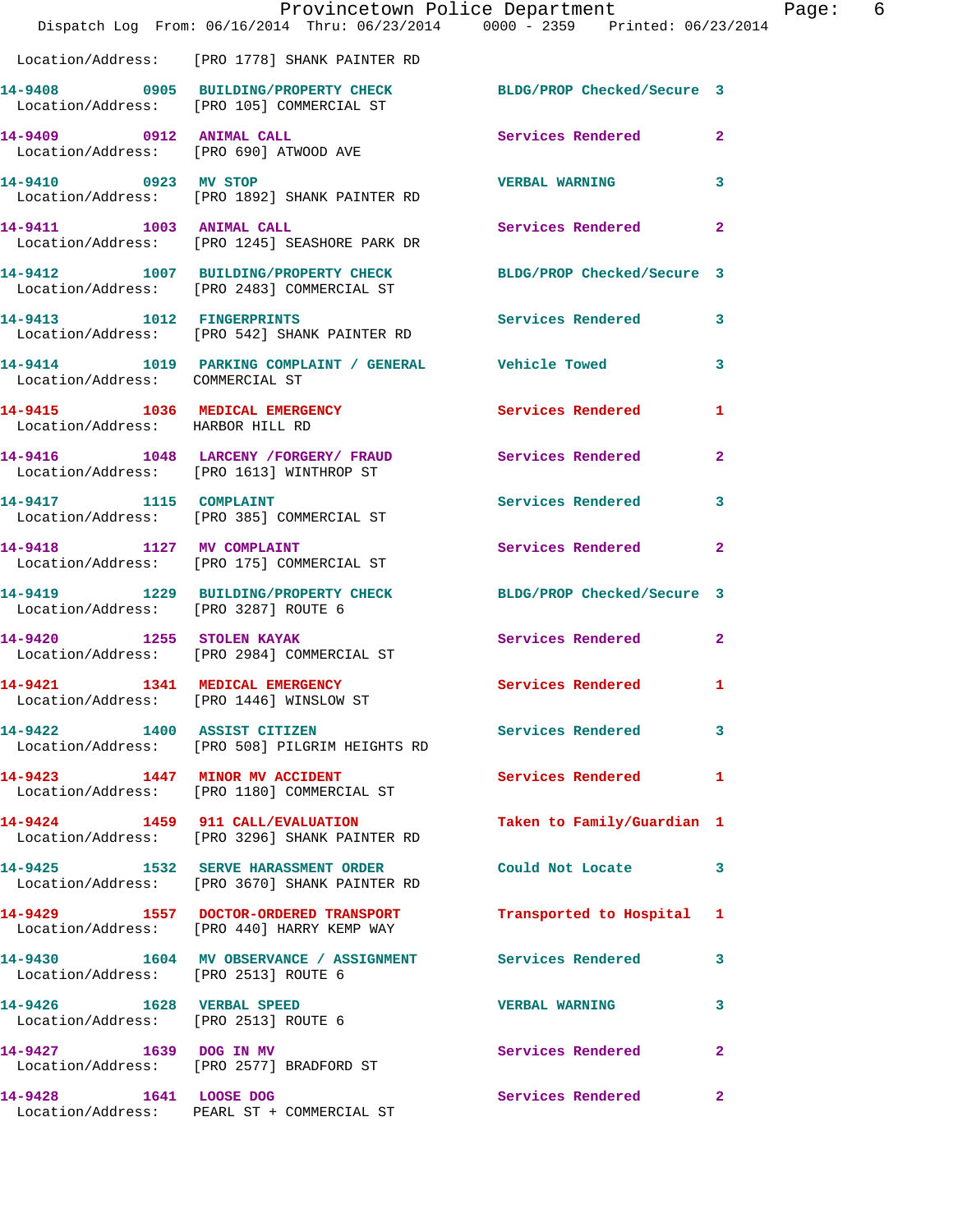Location/Address: [PRO 1778] SHANK PAINTER RD

| Call # | Time | Call Type | Disposition | Priority |
|---|---|---|---|---|
| 14-9408 | 0905 | BUILDING/PROPERTY CHECK | BLDG/PROP Checked/Secure | 3 |
| | | Location/Address: [PRO 105] COMMERCIAL ST | | |
| 14-9409 | 0912 | ANIMAL CALL | Services Rendered | 2 |
| | | Location/Address: [PRO 690] ATWOOD AVE | | |
| 14-9410 | 0923 | MV STOP | VERBAL WARNING | 3 |
| | | Location/Address: [PRO 1892] SHANK PAINTER RD | | |
| 14-9411 | 1003 | ANIMAL CALL | Services Rendered | 2 |
| | | Location/Address: [PRO 1245] SEASHORE PARK DR | | |
| 14-9412 | 1007 | BUILDING/PROPERTY CHECK | BLDG/PROP Checked/Secure | 3 |
| | | Location/Address: [PRO 2483] COMMERCIAL ST | | |
| 14-9413 | 1012 | FINGERPRINTS | Services Rendered | 3 |
| | | Location/Address: [PRO 542] SHANK PAINTER RD | | |
| 14-9414 | 1019 | PARKING COMPLAINT / GENERAL | Vehicle Towed | 3 |
| | | Location/Address: COMMERCIAL ST | | |
| 14-9415 | 1036 | MEDICAL EMERGENCY | Services Rendered | 1 |
| | | Location/Address: HARBOR HILL RD | | |
| 14-9416 | 1048 | LARCENY /FORGERY/ FRAUD | Services Rendered | 2 |
| | | Location/Address: [PRO 1613] WINTHROP ST | | |
| 14-9417 | 1115 | COMPLAINT | Services Rendered | 3 |
| | | Location/Address: [PRO 385] COMMERCIAL ST | | |
| 14-9418 | 1127 | MV COMPLAINT | Services Rendered | 2 |
| | | Location/Address: [PRO 175] COMMERCIAL ST | | |
| 14-9419 | 1229 | BUILDING/PROPERTY CHECK | BLDG/PROP Checked/Secure | 3 |
| | | Location/Address: [PRO 3287] ROUTE 6 | | |
| 14-9420 | 1255 | STOLEN KAYAK | Services Rendered | 2 |
| | | Location/Address: [PRO 2984] COMMERCIAL ST | | |
| 14-9421 | 1341 | MEDICAL EMERGENCY | Services Rendered | 1 |
| | | Location/Address: [PRO 1446] WINSLOW ST | | |
| 14-9422 | 1400 | ASSIST CITIZEN | Services Rendered | 3 |
| | | Location/Address: [PRO 508] PILGRIM HEIGHTS RD | | |
| 14-9423 | 1447 | MINOR MV ACCIDENT | Services Rendered | 1 |
| | | Location/Address: [PRO 1180] COMMERCIAL ST | | |
| 14-9424 | 1459 | 911 CALL/EVALUATION | Taken to Family/Guardian | 1 |
| | | Location/Address: [PRO 3296] SHANK PAINTER RD | | |
| 14-9425 | 1532 | SERVE HARASSMENT ORDER | Could Not Locate | 3 |
| | | Location/Address: [PRO 3670] SHANK PAINTER RD | | |
| 14-9429 | 1557 | DOCTOR-ORDERED TRANSPORT | Transported to Hospital | 1 |
| | | Location/Address: [PRO 440] HARRY KEMP WAY | | |
| 14-9430 | 1604 | MV OBSERVANCE / ASSIGNMENT | Services Rendered | 3 |
| | | Location/Address: [PRO 2513] ROUTE 6 | | |
| 14-9426 | 1628 | VERBAL SPEED | VERBAL WARNING | 3 |
| | | Location/Address: [PRO 2513] ROUTE 6 | | |
| 14-9427 | 1639 | DOG IN MV | Services Rendered | 2 |
| | | Location/Address: [PRO 2577] BRADFORD ST | | |
| 14-9428 | 1641 | LOOSE DOG | Services Rendered | 2 |
| | | Location/Address: PEARL ST + COMMERCIAL ST | | |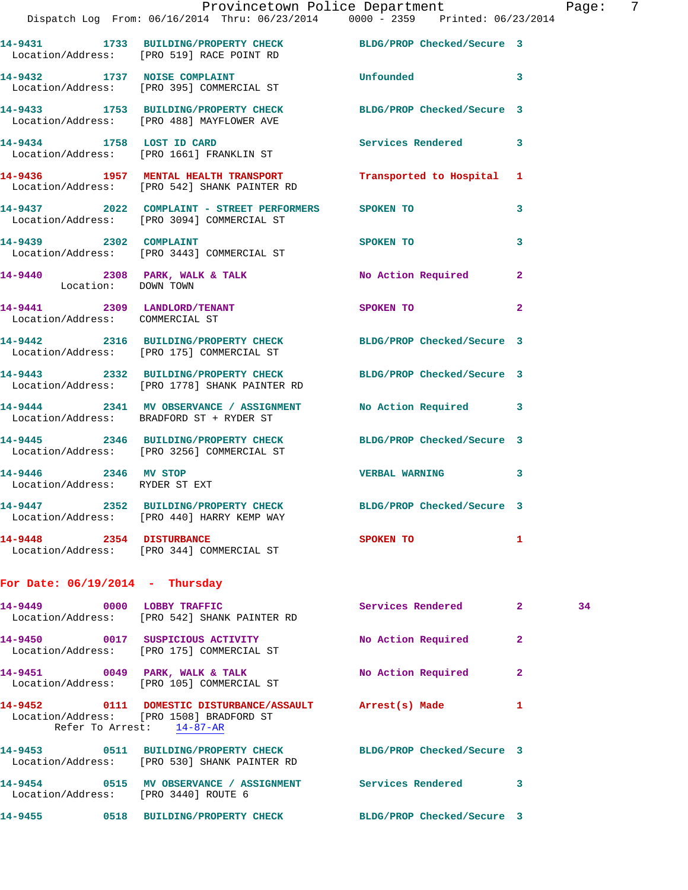**14-9431 1733 BUILDING/PROPERTY CHECK** BLDG/PROP Checked/Secure 3
Location/Address: [PRO 519] RACE POINT RD

**14-9432 1737 NOISE COMPLAINT** Unfounded 3
Location/Address: [PRO 395] COMMERCIAL ST

**14-9433 1753 BUILDING/PROPERTY CHECK** BLDG/PROP Checked/Secure 3
Location/Address: [PRO 488] MAYFLOWER AVE

**14-9434 1758 LOST ID CARD** Services Rendered 3
Location/Address: [PRO 1661] FRANKLIN ST

**14-9436 1957 MENTAL HEALTH TRANSPORT** Transported to Hospital 1
Location/Address: [PRO 542] SHANK PAINTER RD

**14-9437 2022 COMPLAINT - STREET PERFORMERS** SPOKEN TO 3
Location/Address: [PRO 3094] COMMERCIAL ST

**14-9439 2302 COMPLAINT** SPOKEN TO 3
Location/Address: [PRO 3443] COMMERCIAL ST

**14-9440 2308 PARK, WALK & TALK** No Action Required 2
Location: DOWN TOWN

**14-9441 2309 LANDLORD/TENANT** SPOKEN TO 2
Location/Address: COMMERCIAL ST

**14-9442 2316 BUILDING/PROPERTY CHECK** BLDG/PROP Checked/Secure 3
Location/Address: [PRO 175] COMMERCIAL ST

**14-9443 2332 BUILDING/PROPERTY CHECK** BLDG/PROP Checked/Secure 3
Location/Address: [PRO 1778] SHANK PAINTER RD

**14-9444 2341 MV OBSERVANCE / ASSIGNMENT** No Action Required 3
Location/Address: BRADFORD ST + RYDER ST

**14-9445 2346 BUILDING/PROPERTY CHECK** BLDG/PROP Checked/Secure 3
Location/Address: [PRO 3256] COMMERCIAL ST

**14-9446 2346 MV STOP** VERBAL WARNING 3
Location/Address: RYDER ST EXT

**14-9447 2352 BUILDING/PROPERTY CHECK** BLDG/PROP Checked/Secure 3
Location/Address: [PRO 440] HARRY KEMP WAY

**14-9448 2354 DISTURBANCE** SPOKEN TO 1
Location/Address: [PRO 344] COMMERCIAL ST

## For Date: 06/19/2014 - Thursday

**14-9449 0000 LOBBY TRAFFIC** Services Rendered 2 34
Location/Address: [PRO 542] SHANK PAINTER RD

**14-9450 0017 SUSPICIOUS ACTIVITY** No Action Required 2
Location/Address: [PRO 175] COMMERCIAL ST

**14-9451 0049 PARK, WALK & TALK** No Action Required 2
Location/Address: [PRO 105] COMMERCIAL ST

**14-9452 0111 DOMESTIC DISTURBANCE/ASSAULT** Arrest(s) Made 1
Location/Address: [PRO 1508] BRADFORD ST
Refer To Arrest: 14-87-AR

**14-9453 0511 BUILDING/PROPERTY CHECK** BLDG/PROP Checked/Secure 3
Location/Address: [PRO 530] SHANK PAINTER RD

**14-9454 0515 MV OBSERVANCE / ASSIGNMENT** Services Rendered 3
Location/Address: [PRO 3440] ROUTE 6

**14-9455 0518 BUILDING/PROPERTY CHECK** BLDG/PROP Checked/Secure 3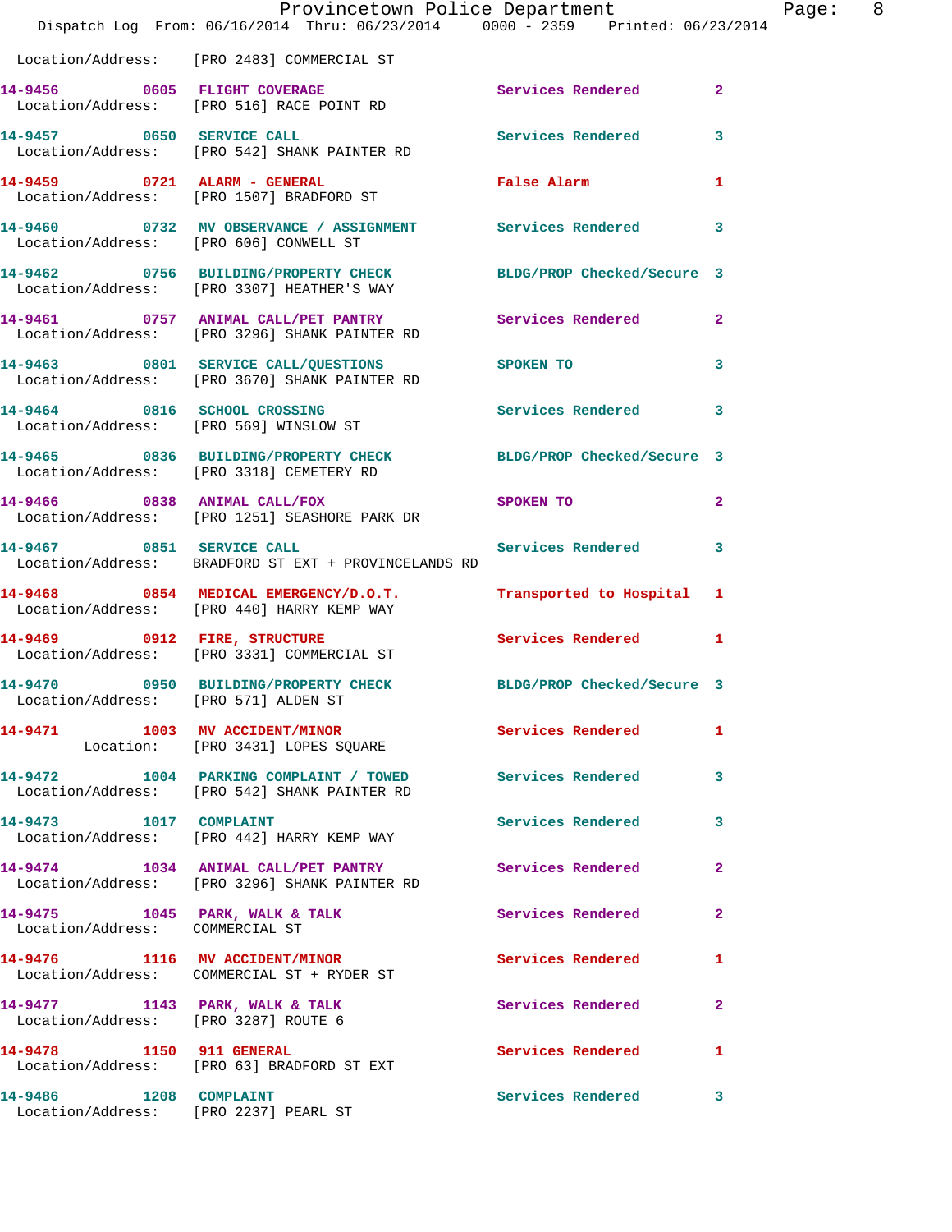Location/Address: [PRO 2483] COMMERCIAL ST

14-9456 0605 FLIGHT COVERAGE Services Rendered 2
Location/Address: [PRO 516] RACE POINT RD

14-9457 0650 SERVICE CALL Services Rendered 3
Location/Address: [PRO 542] SHANK PAINTER RD

14-9459 0721 ALARM - GENERAL False Alarm 1
Location/Address: [PRO 1507] BRADFORD ST

14-9460 0732 MV OBSERVANCE / ASSIGNMENT Services Rendered 3
Location/Address: [PRO 606] CONWELL ST

14-9462 0756 BUILDING/PROPERTY CHECK BLDG/PROP Checked/Secure 3
Location/Address: [PRO 3307] HEATHER'S WAY

14-9461 0757 ANIMAL CALL/PET PANTRY Services Rendered 2
Location/Address: [PRO 3296] SHANK PAINTER RD

14-9463 0801 SERVICE CALL/QUESTIONS SPOKEN TO 3
Location/Address: [PRO 3670] SHANK PAINTER RD

14-9464 0816 SCHOOL CROSSING Services Rendered 3
Location/Address: [PRO 569] WINSLOW ST

14-9465 0836 BUILDING/PROPERTY CHECK BLDG/PROP Checked/Secure 3
Location/Address: [PRO 3318] CEMETERY RD

14-9466 0838 ANIMAL CALL/FOX SPOKEN TO 2
Location/Address: [PRO 1251] SEASHORE PARK DR

14-9467 0851 SERVICE CALL Services Rendered 3
Location/Address: BRADFORD ST EXT + PROVINCELANDS RD

14-9468 0854 MEDICAL EMERGENCY/D.O.T. Transported to Hospital 1
Location/Address: [PRO 440] HARRY KEMP WAY

14-9469 0912 FIRE, STRUCTURE Services Rendered 1
Location/Address: [PRO 3331] COMMERCIAL ST

14-9470 0950 BUILDING/PROPERTY CHECK BLDG/PROP Checked/Secure 3
Location/Address: [PRO 571] ALDEN ST

14-9471 1003 MV ACCIDENT/MINOR Services Rendered 1
Location: [PRO 3431] LOPES SQUARE

14-9472 1004 PARKING COMPLAINT / TOWED Services Rendered 3
Location/Address: [PRO 542] SHANK PAINTER RD

14-9473 1017 COMPLAINT Services Rendered 3
Location/Address: [PRO 442] HARRY KEMP WAY

14-9474 1034 ANIMAL CALL/PET PANTRY Services Rendered 2
Location/Address: [PRO 3296] SHANK PAINTER RD

14-9475 1045 PARK, WALK & TALK Services Rendered 2
Location/Address: COMMERCIAL ST

14-9476 1116 MV ACCIDENT/MINOR Services Rendered 1
Location/Address: COMMERCIAL ST + RYDER ST

14-9477 1143 PARK, WALK & TALK Services Rendered 2
Location/Address: [PRO 3287] ROUTE 6

14-9478 1150 911 GENERAL Services Rendered 1
Location/Address: [PRO 63] BRADFORD ST EXT

14-9486 1208 COMPLAINT Services Rendered 3
Location/Address: [PRO 2237] PEARL ST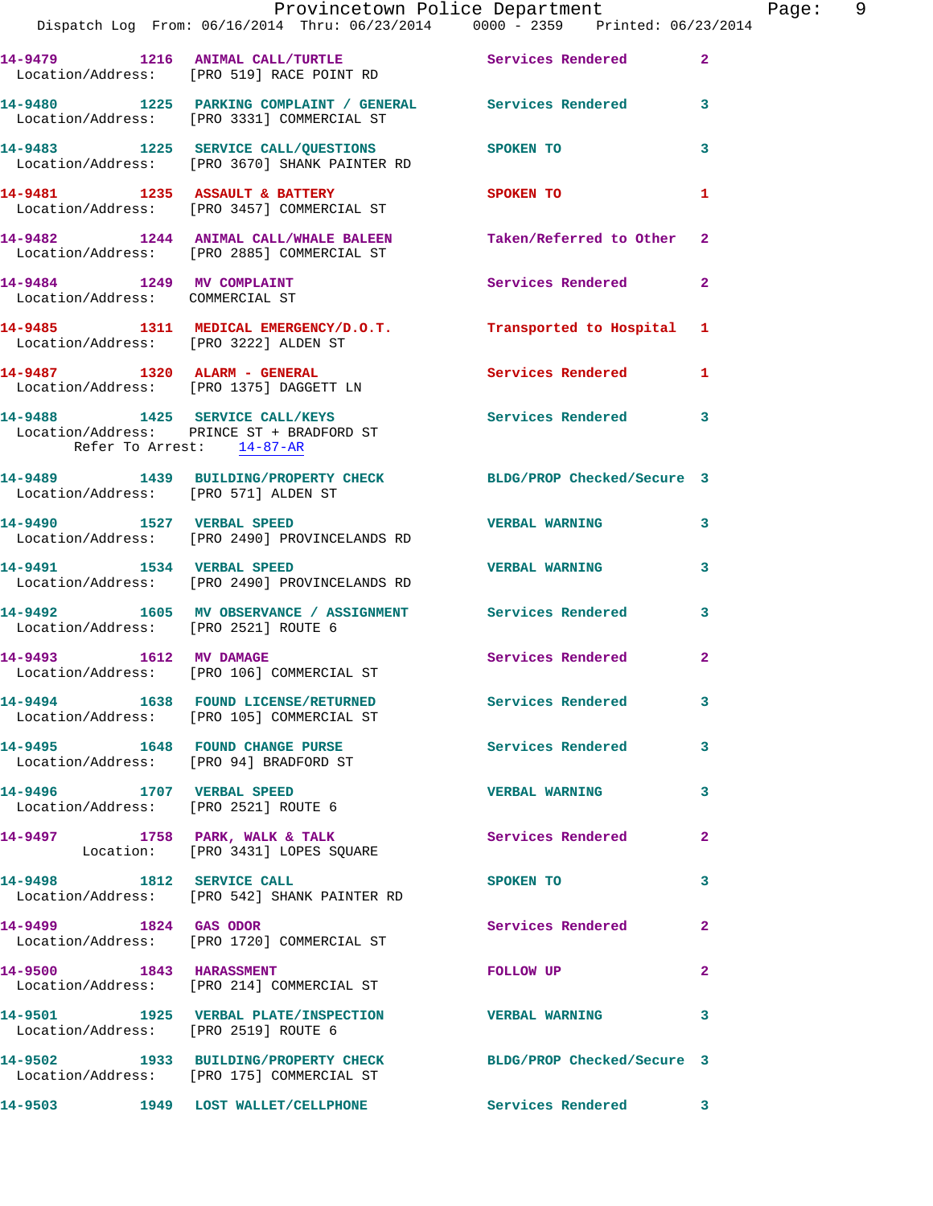14-9479 1216 ANIMAL CALL/TURTLE Services Rendered 2
Location/Address: [PRO 519] RACE POINT RD

14-9480 1225 PARKING COMPLAINT / GENERAL Services Rendered 3
Location/Address: [PRO 3331] COMMERCIAL ST

14-9483 1225 SERVICE CALL/QUESTIONS SPOKEN TO 3
Location/Address: [PRO 3670] SHANK PAINTER RD

14-9481 1235 ASSAULT & BATTERY SPOKEN TO 1
Location/Address: [PRO 3457] COMMERCIAL ST

14-9482 1244 ANIMAL CALL/WHALE BALEEN Taken/Referred to Other 2
Location/Address: [PRO 2885] COMMERCIAL ST

14-9484 1249 MV COMPLAINT Services Rendered 2
Location/Address: COMMERCIAL ST

14-9485 1311 MEDICAL EMERGENCY/D.O.T. Transported to Hospital 1
Location/Address: [PRO 3222] ALDEN ST

14-9487 1320 ALARM - GENERAL Services Rendered 1
Location/Address: [PRO 1375] DAGGETT LN

14-9488 1425 SERVICE CALL/KEYS Services Rendered 3
Location/Address: PRINCE ST + BRADFORD ST
Refer To Arrest: 14-87-AR

14-9489 1439 BUILDING/PROPERTY CHECK BLDG/PROP Checked/Secure 3
Location/Address: [PRO 571] ALDEN ST

14-9490 1527 VERBAL SPEED VERBAL WARNING 3
Location/Address: [PRO 2490] PROVINCELANDS RD

14-9491 1534 VERBAL SPEED VERBAL WARNING 3
Location/Address: [PRO 2490] PROVINCELANDS RD

14-9492 1605 MV OBSERVANCE / ASSIGNMENT Services Rendered 3
Location/Address: [PRO 2521] ROUTE 6

14-9493 1612 MV DAMAGE Services Rendered 2
Location/Address: [PRO 106] COMMERCIAL ST

14-9494 1638 FOUND LICENSE/RETURNED Services Rendered 3
Location/Address: [PRO 105] COMMERCIAL ST

14-9495 1648 FOUND CHANGE PURSE Services Rendered 3
Location/Address: [PRO 94] BRADFORD ST

14-9496 1707 VERBAL SPEED VERBAL WARNING 3
Location/Address: [PRO 2521] ROUTE 6

14-9497 1758 PARK, WALK & TALK Services Rendered 2
Location: [PRO 3431] LOPES SQUARE

14-9498 1812 SERVICE CALL SPOKEN TO 3
Location/Address: [PRO 542] SHANK PAINTER RD

14-9499 1824 GAS ODOR Services Rendered 2
Location/Address: [PRO 1720] COMMERCIAL ST

14-9500 1843 HARASSMENT FOLLOW UP 2
Location/Address: [PRO 214] COMMERCIAL ST

14-9501 1925 VERBAL PLATE/INSPECTION VERBAL WARNING 3
Location/Address: [PRO 2519] ROUTE 6

14-9502 1933 BUILDING/PROPERTY CHECK BLDG/PROP Checked/Secure 3
Location/Address: [PRO 175] COMMERCIAL ST

14-9503 1949 LOST WALLET/CELLPHONE Services Rendered 3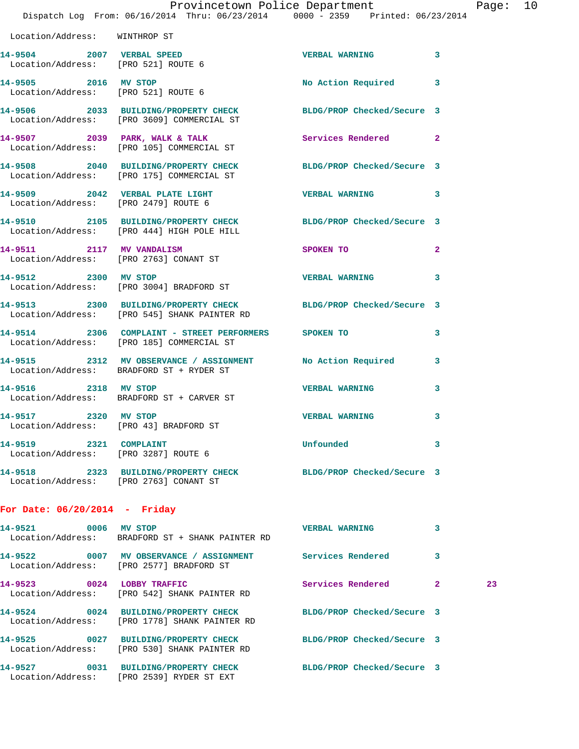Location/Address: WINTHROP ST

| Call # | Time | Call Type | Action | Priority | |
|---|---|---|---|---|---|
| 14-9504 | 2007 | VERBAL SPEED | VERBAL WARNING | 3 | |
| | | Location/Address: [PRO 521] ROUTE 6 | | | |
| 14-9505 | 2016 | MV STOP | No Action Required | 3 | |
| | | Location/Address: [PRO 521] ROUTE 6 | | | |
| 14-9506 | 2033 | BUILDING/PROPERTY CHECK | BLDG/PROP Checked/Secure | 3 | |
| | | Location/Address: [PRO 3609] COMMERCIAL ST | | | |
| 14-9507 | 2039 | PARK, WALK & TALK | Services Rendered | 2 | |
| | | Location/Address: [PRO 105] COMMERCIAL ST | | | |
| 14-9508 | 2040 | BUILDING/PROPERTY CHECK | BLDG/PROP Checked/Secure | 3 | |
| | | Location/Address: [PRO 175] COMMERCIAL ST | | | |
| 14-9509 | 2042 | VERBAL PLATE LIGHT | VERBAL WARNING | 3 | |
| | | Location/Address: [PRO 2479] ROUTE 6 | | | |
| 14-9510 | 2105 | BUILDING/PROPERTY CHECK | BLDG/PROP Checked/Secure | 3 | |
| | | Location/Address: [PRO 444] HIGH POLE HILL | | | |
| 14-9511 | 2117 | MV VANDALISM | SPOKEN TO | 2 | |
| | | Location/Address: [PRO 2763] CONANT ST | | | |
| 14-9512 | 2300 | MV STOP | VERBAL WARNING | 3 | |
| | | Location/Address: [PRO 3004] BRADFORD ST | | | |
| 14-9513 | 2300 | BUILDING/PROPERTY CHECK | BLDG/PROP Checked/Secure | 3 | |
| | | Location/Address: [PRO 545] SHANK PAINTER RD | | | |
| 14-9514 | 2306 | COMPLAINT - STREET PERFORMERS | SPOKEN TO | 3 | |
| | | Location/Address: [PRO 185] COMMERCIAL ST | | | |
| 14-9515 | 2312 | MV OBSERVANCE / ASSIGNMENT | No Action Required | 3 | |
| | | Location/Address: BRADFORD ST + RYDER ST | | | |
| 14-9516 | 2318 | MV STOP | VERBAL WARNING | 3 | |
| | | Location/Address: BRADFORD ST + CARVER ST | | | |
| 14-9517 | 2320 | MV STOP | VERBAL WARNING | 3 | |
| | | Location/Address: [PRO 43] BRADFORD ST | | | |
| 14-9519 | 2321 | COMPLAINT | Unfounded | 3 | |
| | | Location/Address: [PRO 3287] ROUTE 6 | | | |
| 14-9518 | 2323 | BUILDING/PROPERTY CHECK | BLDG/PROP Checked/Secure | 3 | |
| | | Location/Address: [PRO 2763] CONANT ST | | | |

**For Date: 06/20/2014 - Friday**

| Call # | Time | Call Type | Action | Priority | |
|---|---|---|---|---|---|
| 14-9521 | 0006 | MV STOP | VERBAL WARNING | 3 | |
| | | Location/Address: BRADFORD ST + SHANK PAINTER RD | | | |
| 14-9522 | 0007 | MV OBSERVANCE / ASSIGNMENT | Services Rendered | 3 | |
| | | Location/Address: [PRO 2577] BRADFORD ST | | | |
| 14-9523 | 0024 | LOBBY TRAFFIC | Services Rendered | 2 | 23 |
| | | Location/Address: [PRO 542] SHANK PAINTER RD | | | |
| 14-9524 | 0024 | BUILDING/PROPERTY CHECK | BLDG/PROP Checked/Secure | 3 | |
| | | Location/Address: [PRO 1778] SHANK PAINTER RD | | | |
| 14-9525 | 0027 | BUILDING/PROPERTY CHECK | BLDG/PROP Checked/Secure | 3 | |
| | | Location/Address: [PRO 530] SHANK PAINTER RD | | | |
| 14-9527 | 0031 | BUILDING/PROPERTY CHECK | BLDG/PROP Checked/Secure | 3 | |
| | | Location/Address: [PRO 2539] RYDER ST EXT | | | |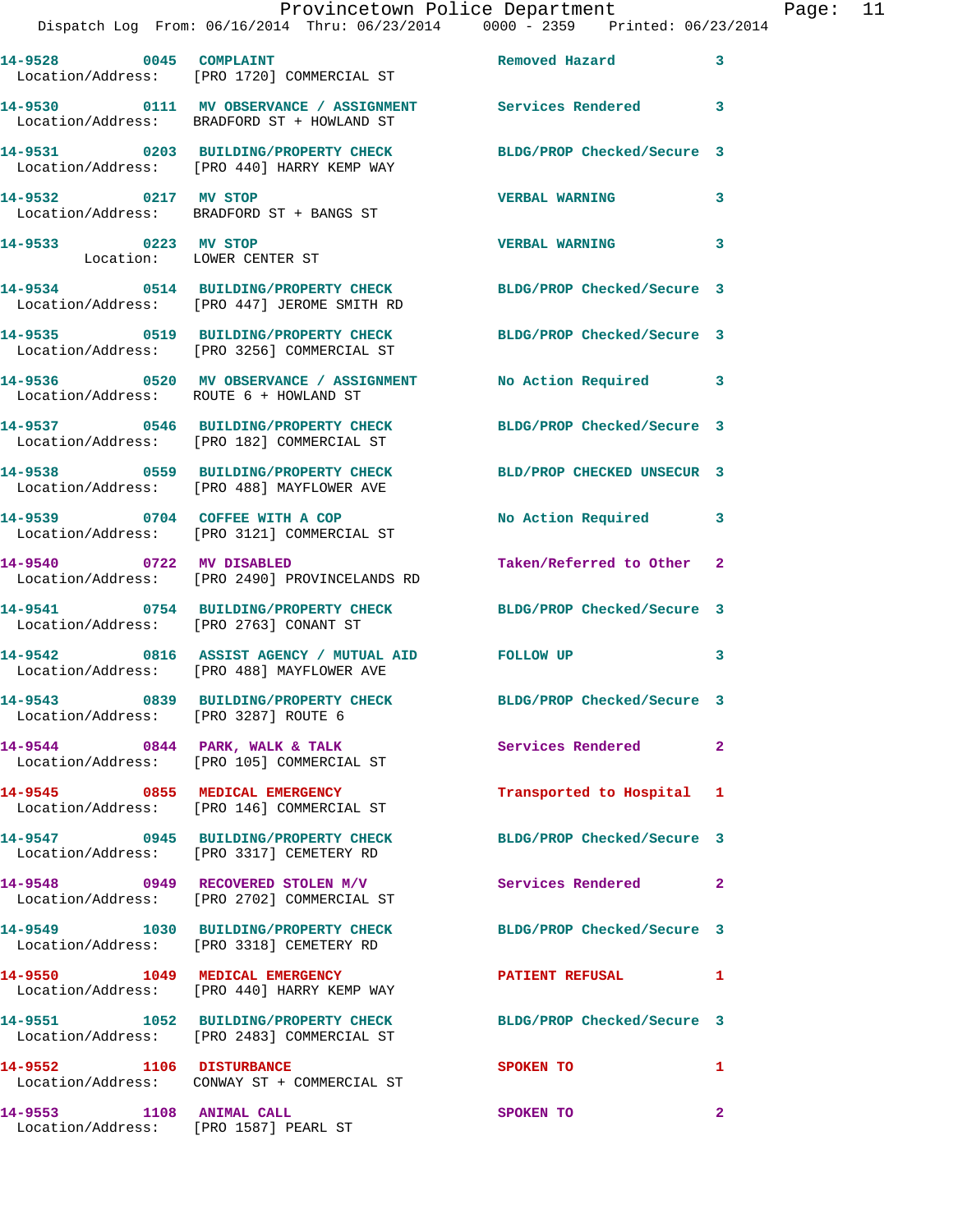14-9528 0045 COMPLAINT Removed Hazard 3
Location/Address: [PRO 1720] COMMERCIAL ST

14-9530 0111 MV OBSERVANCE / ASSIGNMENT Services Rendered 3
Location/Address: BRADFORD ST + HOWLAND ST

14-9531 0203 BUILDING/PROPERTY CHECK BLDG/PROP Checked/Secure 3
Location/Address: [PRO 440] HARRY KEMP WAY

14-9532 0217 MV STOP VERBAL WARNING 3
Location/Address: BRADFORD ST + BANGS ST

14-9533 0223 MV STOP VERBAL WARNING 3
Location: LOWER CENTER ST

14-9534 0514 BUILDING/PROPERTY CHECK BLDG/PROP Checked/Secure 3
Location/Address: [PRO 447] JEROME SMITH RD

14-9535 0519 BUILDING/PROPERTY CHECK BLDG/PROP Checked/Secure 3
Location/Address: [PRO 3256] COMMERCIAL ST

14-9536 0520 MV OBSERVANCE / ASSIGNMENT No Action Required 3
Location/Address: ROUTE 6 + HOWLAND ST

14-9537 0546 BUILDING/PROPERTY CHECK BLDG/PROP Checked/Secure 3
Location/Address: [PRO 182] COMMERCIAL ST

14-9538 0559 BUILDING/PROPERTY CHECK BLD/PROP CHECKED UNSECUR 3
Location/Address: [PRO 488] MAYFLOWER AVE

14-9539 0704 COFFEE WITH A COP No Action Required 3
Location/Address: [PRO 3121] COMMERCIAL ST

14-9540 0722 MV DISABLED Taken/Referred to Other 2
Location/Address: [PRO 2490] PROVINCELANDS RD

14-9541 0754 BUILDING/PROPERTY CHECK BLDG/PROP Checked/Secure 3
Location/Address: [PRO 2763] CONANT ST

14-9542 0816 ASSIST AGENCY / MUTUAL AID FOLLOW UP 3
Location/Address: [PRO 488] MAYFLOWER AVE

14-9543 0839 BUILDING/PROPERTY CHECK BLDG/PROP Checked/Secure 3
Location/Address: [PRO 3287] ROUTE 6

14-9544 0844 PARK, WALK & TALK Services Rendered 2
Location/Address: [PRO 105] COMMERCIAL ST

14-9545 0855 MEDICAL EMERGENCY Transported to Hospital 1
Location/Address: [PRO 146] COMMERCIAL ST

14-9547 0945 BUILDING/PROPERTY CHECK BLDG/PROP Checked/Secure 3
Location/Address: [PRO 3317] CEMETERY RD

14-9548 0949 RECOVERED STOLEN M/V Services Rendered 2
Location/Address: [PRO 2702] COMMERCIAL ST

14-9549 1030 BUILDING/PROPERTY CHECK BLDG/PROP Checked/Secure 3
Location/Address: [PRO 3318] CEMETERY RD

14-9550 1049 MEDICAL EMERGENCY PATIENT REFUSAL 1
Location/Address: [PRO 440] HARRY KEMP WAY

14-9551 1052 BUILDING/PROPERTY CHECK BLDG/PROP Checked/Secure 3
Location/Address: [PRO 2483] COMMERCIAL ST

14-9552 1106 DISTURBANCE SPOKEN TO 1
Location/Address: CONWAY ST + COMMERCIAL ST

14-9553 1108 ANIMAL CALL SPOKEN TO 2
Location/Address: [PRO 1587] PEARL ST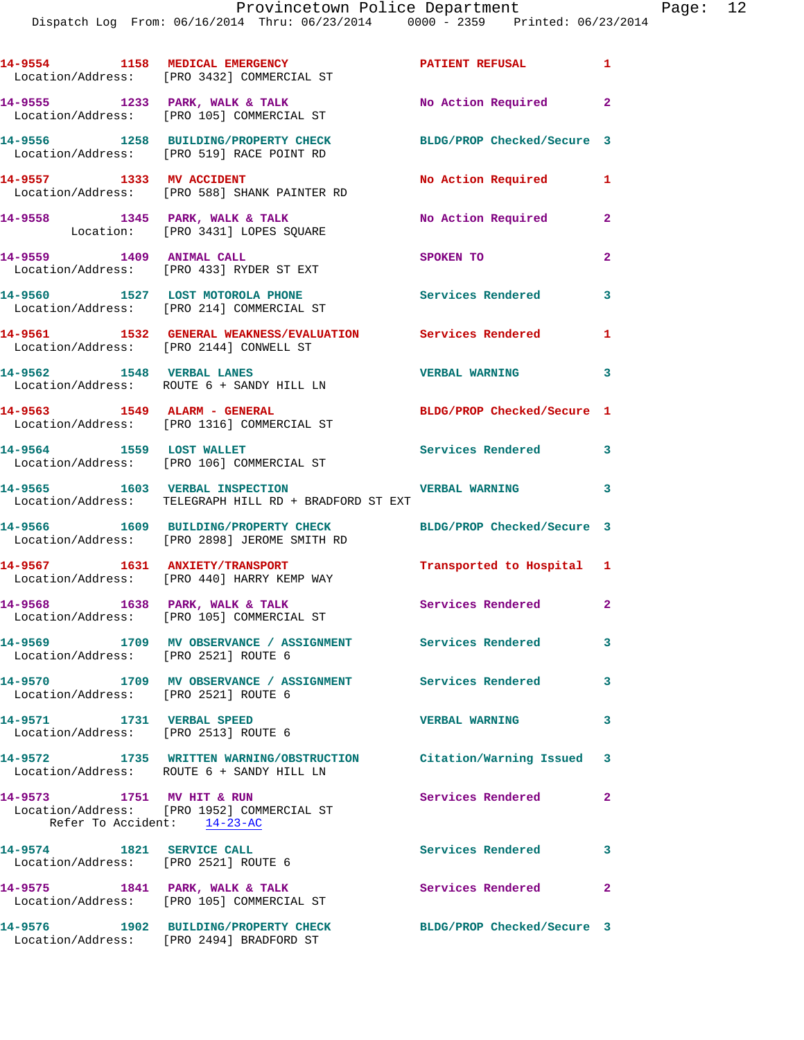14-9554 1158 MEDICAL EMERGENCY PATIENT REFUSAL 1
Location/Address: [PRO 3432] COMMERCIAL ST

14-9555 1233 PARK, WALK & TALK No Action Required 2
Location/Address: [PRO 105] COMMERCIAL ST

14-9556 1258 BUILDING/PROPERTY CHECK BLDG/PROP Checked/Secure 3
Location/Address: [PRO 519] RACE POINT RD

14-9557 1333 MV ACCIDENT No Action Required 1
Location/Address: [PRO 588] SHANK PAINTER RD

14-9558 1345 PARK, WALK & TALK No Action Required 2
Location: [PRO 3431] LOPES SQUARE

14-9559 1409 ANIMAL CALL SPOKEN TO 2
Location/Address: [PRO 433] RYDER ST EXT

14-9560 1527 LOST MOTOROLA PHONE Services Rendered 3
Location/Address: [PRO 214] COMMERCIAL ST

14-9561 1532 GENERAL WEAKNESS/EVALUATION Services Rendered 1
Location/Address: [PRO 2144] CONWELL ST

14-9562 1548 VERBAL LANES VERBAL WARNING 3
Location/Address: ROUTE 6 + SANDY HILL LN

14-9563 1549 ALARM - GENERAL BLDG/PROP Checked/Secure 1
Location/Address: [PRO 1316] COMMERCIAL ST

14-9564 1559 LOST WALLET Services Rendered 3
Location/Address: [PRO 106] COMMERCIAL ST

14-9565 1603 VERBAL INSPECTION VERBAL WARNING 3
Location/Address: TELEGRAPH HILL RD + BRADFORD ST EXT

14-9566 1609 BUILDING/PROPERTY CHECK BLDG/PROP Checked/Secure 3
Location/Address: [PRO 2898] JEROME SMITH RD

14-9567 1631 ANXIETY/TRANSPORT Transported to Hospital 1
Location/Address: [PRO 440] HARRY KEMP WAY

14-9568 1638 PARK, WALK & TALK Services Rendered 2
Location/Address: [PRO 105] COMMERCIAL ST

14-9569 1709 MV OBSERVATION / ASSIGNMENT Services Rendered 3
Location/Address: [PRO 2521] ROUTE 6

14-9570 1709 MV OBSERVATION / ASSIGNMENT Services Rendered 3
Location/Address: [PRO 2521] ROUTE 6

14-9571 1731 VERBAL SPEED VERBAL WARNING 3
Location/Address: [PRO 2513] ROUTE 6

14-9572 1735 WRITTEN WARNING/OBSTRUCTION Citation/Warning Issued 3
Location/Address: ROUTE 6 + SANDY HILL LN

14-9573 1751 MV HIT & RUN Services Rendered 2
Location/Address: [PRO 1952] COMMERCIAL ST
Refer To Accident: 14-23-AC

14-9574 1821 SERVICE CALL Services Rendered 3
Location/Address: [PRO 2521] ROUTE 6

14-9575 1841 PARK, WALK & TALK Services Rendered 2
Location/Address: [PRO 105] COMMERCIAL ST

14-9576 1902 BUILDING/PROPERTY CHECK BLDG/PROP Checked/Secure 3
Location/Address: [PRO 2494] BRADFORD ST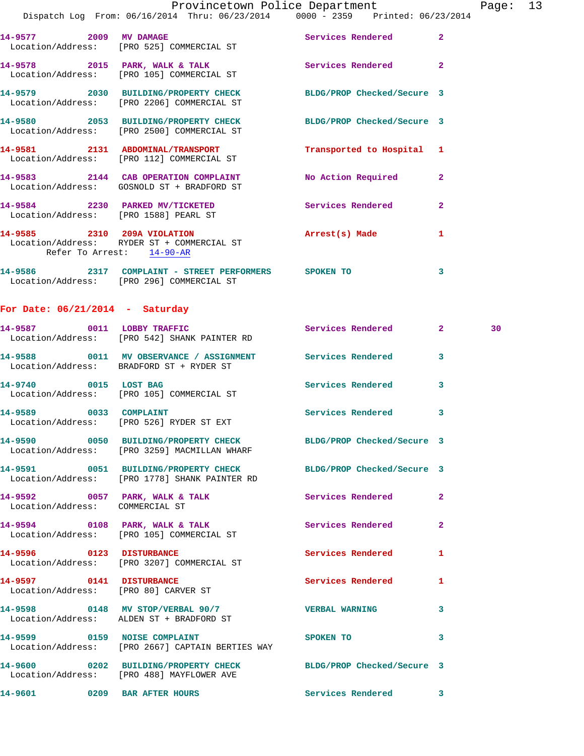14-9577 2009 MV DAMAGE Services Rendered 2
 Location/Address: [PRO 525] COMMERCIAL ST

14-9578 2015 PARK, WALK & TALK Services Rendered 2
 Location/Address: [PRO 105] COMMERCIAL ST

14-9579 2030 BUILDING/PROPERTY CHECK BLDG/PROP Checked/Secure 3
 Location/Address: [PRO 2206] COMMERCIAL ST

14-9580 2053 BUILDING/PROPERTY CHECK BLDG/PROP Checked/Secure 3
 Location/Address: [PRO 2500] COMMERCIAL ST

14-9581 2131 ABDOMINAL/TRANSPORT Transported to Hospital 1
 Location/Address: [PRO 112] COMMERCIAL ST

14-9583 2144 CAB OPERATION COMPLAINT No Action Required 2
 Location/Address: GOSNOLD ST + BRADFORD ST

14-9584 2230 PARKED MV/TICKETED Services Rendered 2
 Location/Address: [PRO 1588] PEARL ST

14-9585 2310 209A VIOLATION Arrest(s) Made 1
 Location/Address: RYDER ST + COMMERCIAL ST
 Refer To Arrest: 14-90-AR

14-9586 2317 COMPLAINT - STREET PERFORMERS SPOKEN TO 3
 Location/Address: [PRO 296] COMMERCIAL ST

## For Date: 06/21/2014 - Saturday

14-9587 0011 LOBBY TRAFFIC Services Rendered 2 30
 Location/Address: [PRO 542] SHANK PAINTER RD

14-9588 0011 MV OBSERVANCE / ASSIGNMENT Services Rendered 3
 Location/Address: BRADFORD ST + RYDER ST

14-9740 0015 LOST BAG Services Rendered 3
 Location/Address: [PRO 105] COMMERCIAL ST

14-9589 0033 COMPLAINT Services Rendered 3
 Location/Address: [PRO 526] RYDER ST EXT

14-9590 0050 BUILDING/PROPERTY CHECK BLDG/PROP Checked/Secure 3
 Location/Address: [PRO 3259] MACMILLAN WHARF

14-9591 0051 BUILDING/PROPERTY CHECK BLDG/PROP Checked/Secure 3
 Location/Address: [PRO 1778] SHANK PAINTER RD

14-9592 0057 PARK, WALK & TALK Services Rendered 2
 Location/Address: COMMERCIAL ST

14-9594 0108 PARK, WALK & TALK Services Rendered 2
 Location/Address: [PRO 105] COMMERCIAL ST

14-9596 0123 DISTURBANCE Services Rendered 1
 Location/Address: [PRO 3207] COMMERCIAL ST

14-9597 0141 DISTURBANCE Services Rendered 1
 Location/Address: [PRO 80] CARVER ST

14-9598 0148 MV STOP/VERBAL 90/7 VERBAL WARNING 3
 Location/Address: ALDEN ST + BRADFORD ST

14-9599 0159 NOISE COMPLAINT SPOKEN TO 3
 Location/Address: [PRO 2667] CAPTAIN BERTIES WAY

14-9600 0202 BUILDING/PROPERTY CHECK BLDG/PROP Checked/Secure 3
 Location/Address: [PRO 488] MAYFLOWER AVE

14-9601 0209 BAR AFTER HOURS Services Rendered 3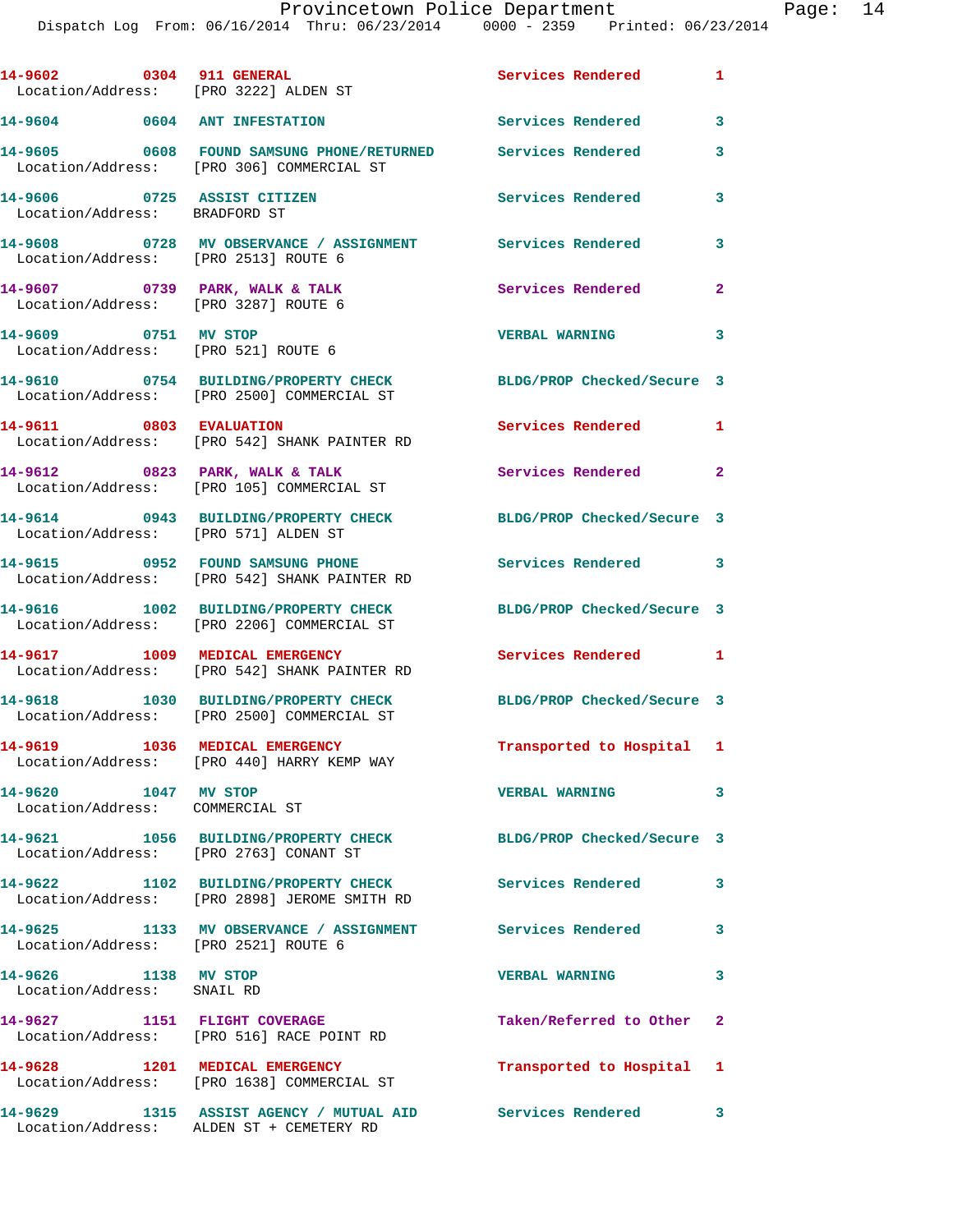| Call # | Time | Call Type | Disposition | Priority |
|---|---|---|---|---|
| 14-9602 | 0304 | 911 GENERAL | Services Rendered | 1 |
| Location/Address: [PRO 3222] ALDEN ST | | | | |
| 14-9604 | 0604 | ANT INFESTATION | Services Rendered | 3 |
| 14-9605 | 0608 | FOUND SAMSUNG PHONE/RETURNED | Services Rendered | 3 |
| Location/Address: [PRO 306] COMMERCIAL ST | | | | |
| 14-9606 | 0725 | ASSIST CITIZEN | Services Rendered | 3 |
| Location/Address: BRADFORD ST | | | | |
| 14-9608 | 0728 | MV OBSERVANCE / ASSIGNMENT | Services Rendered | 3 |
| Location/Address: [PRO 2513] ROUTE 6 | | | | |
| 14-9607 | 0739 | PARK, WALK & TALK | Services Rendered | 2 |
| Location/Address: [PRO 3287] ROUTE 6 | | | | |
| 14-9609 | 0751 | MV STOP | VERBAL WARNING | 3 |
| Location/Address: [PRO 521] ROUTE 6 | | | | |
| 14-9610 | 0754 | BUILDING/PROPERTY CHECK | BLDG/PROP Checked/Secure | 3 |
| Location/Address: [PRO 2500] COMMERCIAL ST | | | | |
| 14-9611 | 0803 | EVALUATION | Services Rendered | 1 |
| Location/Address: [PRO 542] SHANK PAINTER RD | | | | |
| 14-9612 | 0823 | PARK, WALK & TALK | Services Rendered | 2 |
| Location/Address: [PRO 105] COMMERCIAL ST | | | | |
| 14-9614 | 0943 | BUILDING/PROPERTY CHECK | BLDG/PROP Checked/Secure | 3 |
| Location/Address: [PRO 571] ALDEN ST | | | | |
| 14-9615 | 0952 | FOUND SAMSUNG PHONE | Services Rendered | 3 |
| Location/Address: [PRO 542] SHANK PAINTER RD | | | | |
| 14-9616 | 1002 | BUILDING/PROPERTY CHECK | BLDG/PROP Checked/Secure | 3 |
| Location/Address: [PRO 2206] COMMERCIAL ST | | | | |
| 14-9617 | 1009 | MEDICAL EMERGENCY | Services Rendered | 1 |
| Location/Address: [PRO 542] SHANK PAINTER RD | | | | |
| 14-9618 | 1030 | BUILDING/PROPERTY CHECK | BLDG/PROP Checked/Secure | 3 |
| Location/Address: [PRO 2500] COMMERCIAL ST | | | | |
| 14-9619 | 1036 | MEDICAL EMERGENCY | Transported to Hospital | 1 |
| Location/Address: [PRO 440] HARRY KEMP WAY | | | | |
| 14-9620 | 1047 | MV STOP | VERBAL WARNING | 3 |
| Location/Address: COMMERCIAL ST | | | | |
| 14-9621 | 1056 | BUILDING/PROPERTY CHECK | BLDG/PROP Checked/Secure | 3 |
| Location/Address: [PRO 2763] CONANT ST | | | | |
| 14-9622 | 1102 | BUILDING/PROPERTY CHECK | Services Rendered | 3 |
| Location/Address: [PRO 2898] JEROME SMITH RD | | | | |
| 14-9625 | 1133 | MV OBSERVANCE / ASSIGNMENT | Services Rendered | 3 |
| Location/Address: [PRO 2521] ROUTE 6 | | | | |
| 14-9626 | 1138 | MV STOP | VERBAL WARNING | 3 |
| Location/Address: SNAIL RD | | | | |
| 14-9627 | 1151 | FLIGHT COVERAGE | Taken/Referred to Other | 2 |
| Location/Address: [PRO 516] RACE POINT RD | | | | |
| 14-9628 | 1201 | MEDICAL EMERGENCY | Transported to Hospital | 1 |
| Location/Address: [PRO 1638] COMMERCIAL ST | | | | |
| 14-9629 | 1315 | ASSIST AGENCY / MUTUAL AID | Services Rendered | 3 |
| Location/Address: ALDEN ST + CEMETERY RD | | | | |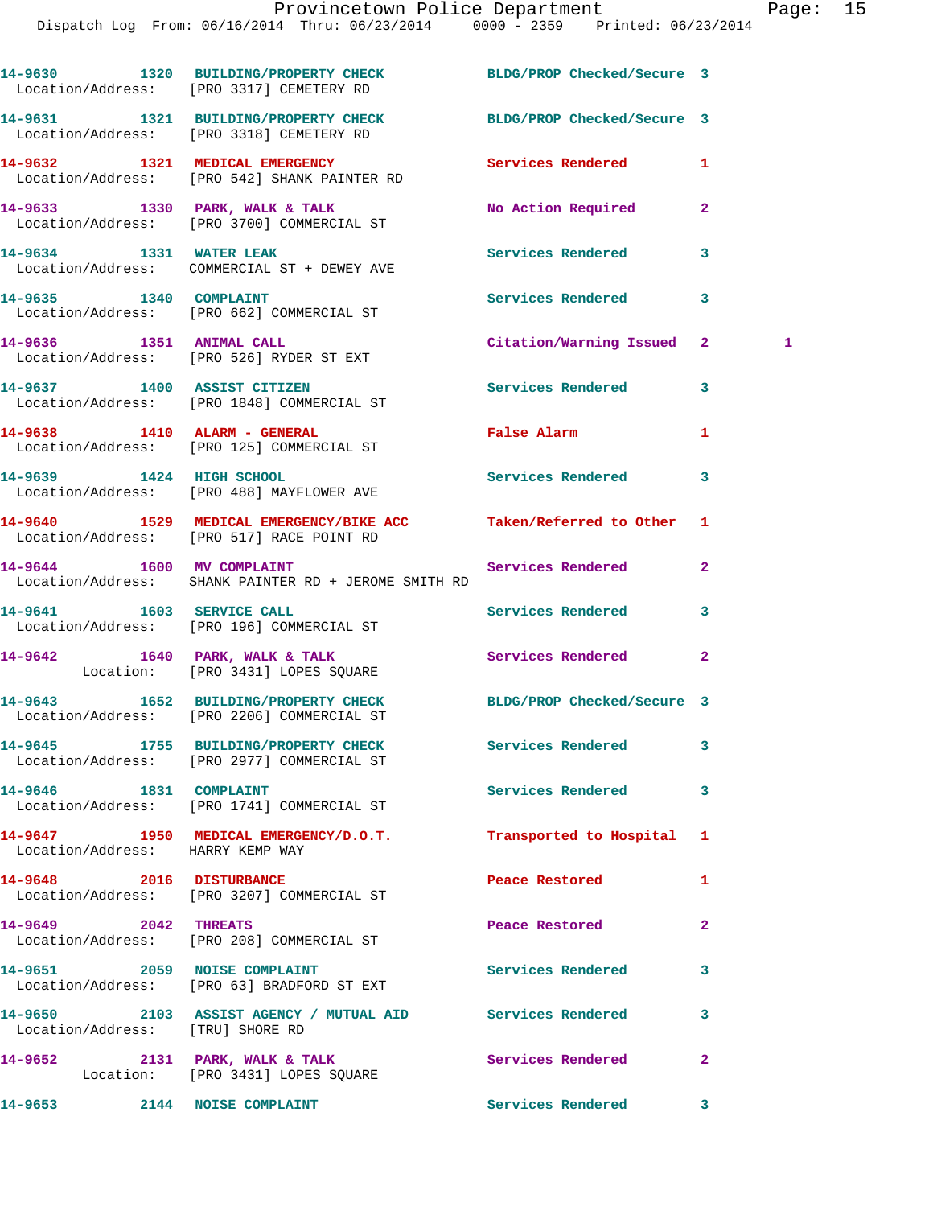14-9630 1320 BUILDING/PROPERTY CHECK BLDG/PROP Checked/Secure 3
Location/Address: [PRO 3317] CEMETERY RD

14-9631 1321 BUILDING/PROPERTY CHECK BLDG/PROP Checked/Secure 3
Location/Address: [PRO 3318] CEMETERY RD

14-9632 1321 MEDICAL EMERGENCY Services Rendered 1
Location/Address: [PRO 542] SHANK PAINTER RD

14-9633 1330 PARK, WALK & TALK No Action Required 2
Location/Address: [PRO 3700] COMMERCIAL ST

14-9634 1331 WATER LEAK Services Rendered 3
Location/Address: COMMERCIAL ST + DEWEY AVE

14-9635 1340 COMPLAINT Services Rendered 3
Location/Address: [PRO 662] COMMERCIAL ST

14-9636 1351 ANIMAL CALL Citation/Warning Issued 2 1
Location/Address: [PRO 526] RYDER ST EXT

14-9637 1400 ASSIST CITIZEN Services Rendered 3
Location/Address: [PRO 1848] COMMERCIAL ST

14-9638 1410 ALARM - GENERAL False Alarm 1
Location/Address: [PRO 125] COMMERCIAL ST

14-9639 1424 HIGH SCHOOL Services Rendered 3
Location/Address: [PRO 488] MAYFLOWER AVE

14-9640 1529 MEDICAL EMERGENCY/BIKE ACC Taken/Referred to Other 1
Location/Address: [PRO 517] RACE POINT RD

14-9644 1600 MV COMPLAINT Services Rendered 2
Location/Address: SHANK PAINTER RD + JEROME SMITH RD

14-9641 1603 SERVICE CALL Services Rendered 3
Location/Address: [PRO 196] COMMERCIAL ST

14-9642 1640 PARK, WALK & TALK Services Rendered 2
Location: [PRO 3431] LOPES SQUARE

14-9643 1652 BUILDING/PROPERTY CHECK BLDG/PROP Checked/Secure 3
Location/Address: [PRO 2206] COMMERCIAL ST

14-9645 1755 BUILDING/PROPERTY CHECK Services Rendered 3
Location/Address: [PRO 2977] COMMERCIAL ST

14-9646 1831 COMPLAINT Services Rendered 3
Location/Address: [PRO 1741] COMMERCIAL ST

14-9647 1950 MEDICAL EMERGENCY/D.O.T. Transported to Hospital 1
Location/Address: HARRY KEMP WAY

14-9648 2016 DISTURBANCE Peace Restored 1
Location/Address: [PRO 3207] COMMERCIAL ST

14-9649 2042 THREATS Peace Restored 2
Location/Address: [PRO 208] COMMERCIAL ST

14-9651 2059 NOISE COMPLAINT Services Rendered 3
Location/Address: [PRO 63] BRADFORD ST EXT

14-9650 2103 ASSIST AGENCY / MUTUAL AID Services Rendered 3
Location/Address: [TRU] SHORE RD

14-9652 2131 PARK, WALK & TALK Services Rendered 2
Location: [PRO 3431] LOPES SQUARE

14-9653 2144 NOISE COMPLAINT Services Rendered 3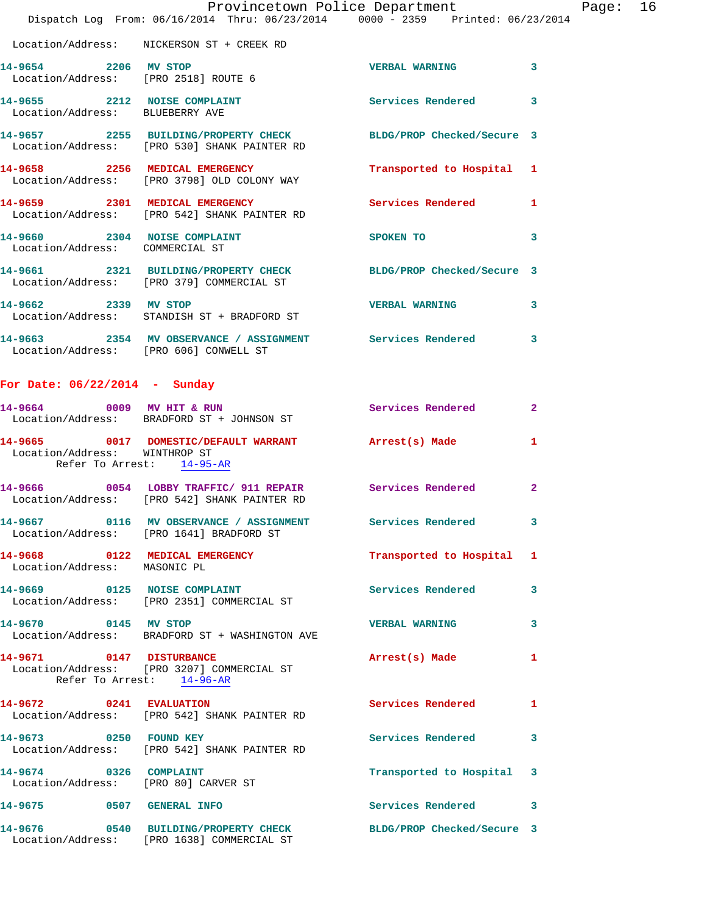Location/Address: NICKERSON ST + CREEK RD

**14-9654** 2206 **MV STOP** VERBAL WARNING 3
Location/Address: [PRO 2518] ROUTE 6

**14-9655** 2212 **NOISE COMPLAINT** Services Rendered 3
Location/Address: BLUEBERRY AVE

**14-9657** 2255 **BUILDING/PROPERTY CHECK** BLDG/PROP Checked/Secure 3
Location/Address: [PRO 530] SHANK PAINTER RD

**14-9658** 2256 **MEDICAL EMERGENCY** Transported to Hospital 1
Location/Address: [PRO 3798] OLD COLONY WAY

**14-9659** 2301 **MEDICAL EMERGENCY** Services Rendered 1
Location/Address: [PRO 542] SHANK PAINTER RD

**14-9660** 2304 **NOISE COMPLAINT** SPOKEN TO 3
Location/Address: COMMERCIAL ST

**14-9661** 2321 **BUILDING/PROPERTY CHECK** BLDG/PROP Checked/Secure 3
Location/Address: [PRO 379] COMMERCIAL ST

**14-9662** 2339 **MV STOP** VERBAL WARNING 3
Location/Address: STANDISH ST + BRADFORD ST

**14-9663** 2354 **MV OBSERVANCE / ASSIGNMENT** Services Rendered 3
Location/Address: [PRO 606] CONWELL ST

## For Date: 06/22/2014 - Sunday

**14-9664** 0009 **MV HIT & RUN** Services Rendered 2
Location/Address: BRADFORD ST + JOHNSON ST

**14-9665** 0017 **DOMESTIC/DEFAULT WARRANT** Arrest(s) Made 1
Location/Address: WINTHROP ST
Refer To Arrest: 14-95-AR

**14-9666** 0054 **LOBBY TRAFFIC/ 911 REPAIR** Services Rendered 2
Location/Address: [PRO 542] SHANK PAINTER RD

**14-9667** 0116 **MV OBSERVANCE / ASSIGNMENT** Services Rendered 3
Location/Address: [PRO 1641] BRADFORD ST

**14-9668** 0122 **MEDICAL EMERGENCY** Transported to Hospital 1
Location/Address: MASONIC PL

**14-9669** 0125 **NOISE COMPLAINT** Services Rendered 3
Location/Address: [PRO 2351] COMMERCIAL ST

**14-9670** 0145 **MV STOP** VERBAL WARNING 3
Location/Address: BRADFORD ST + WASHINGTON AVE

**14-9671** 0147 **DISTURBANCE** Arrest(s) Made 1
Location/Address: [PRO 3207] COMMERCIAL ST
Refer To Arrest: 14-96-AR

**14-9672** 0241 **EVALUATION** Services Rendered 1
Location/Address: [PRO 542] SHANK PAINTER RD

**14-9673** 0250 **FOUND KEY** Services Rendered 3
Location/Address: [PRO 542] SHANK PAINTER RD

**14-9674** 0326 **COMPLAINT** Transported to Hospital 3
Location/Address: [PRO 80] CARVER ST

**14-9675** 0507 **GENERAL INFO** Services Rendered 3

**14-9676** 0540 **BUILDING/PROPERTY CHECK** BLDG/PROP Checked/Secure 3
Location/Address: [PRO 1638] COMMERCIAL ST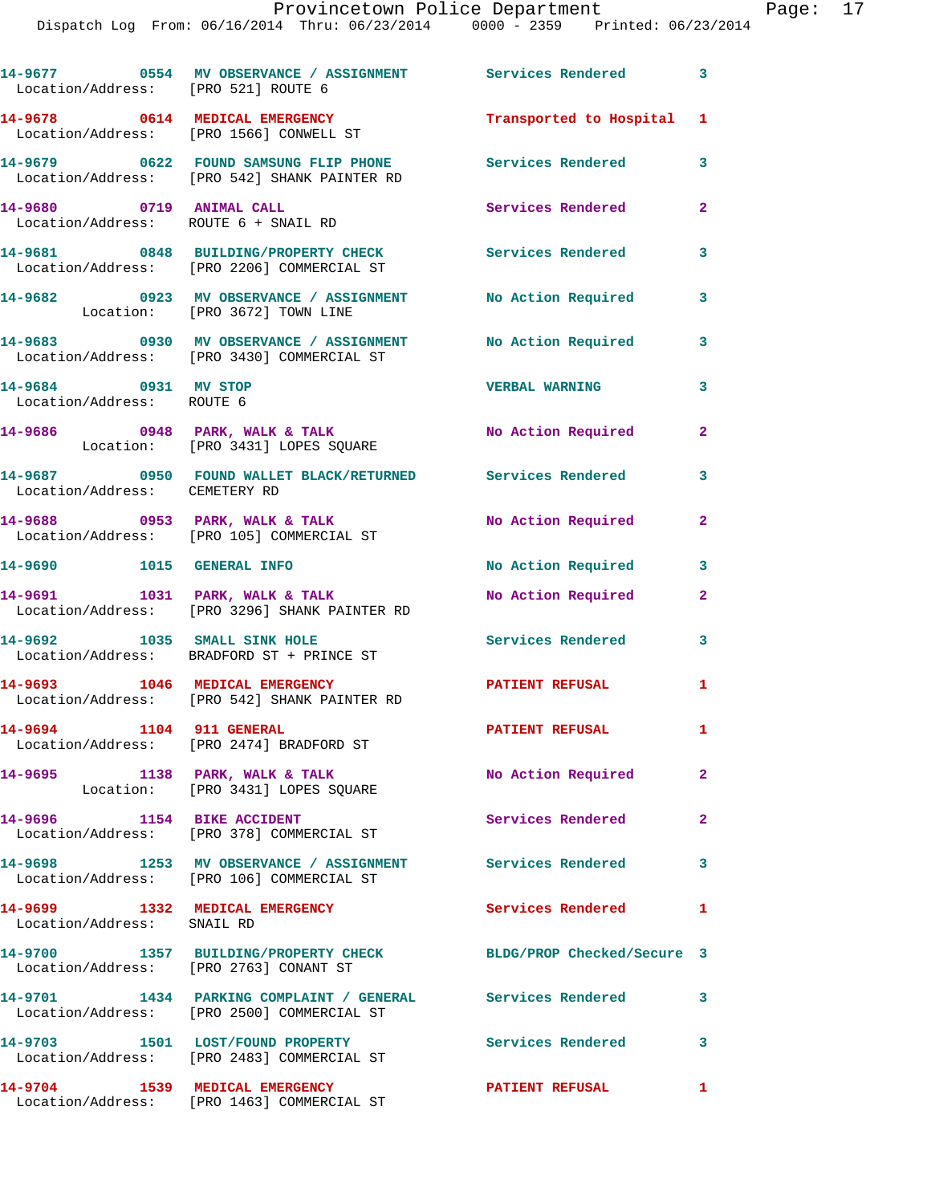14-9677 0554 MV OBSERVANCE / ASSIGNMENT Services Rendered 3
Location/Address: [PRO 521] ROUTE 6

14-9678 0614 MEDICAL EMERGENCY Transported to Hospital 1
Location/Address: [PRO 1566] CONWELL ST

14-9679 0622 FOUND SAMSUNG FLIP PHONE Services Rendered 3
Location/Address: [PRO 542] SHANK PAINTER RD

14-9680 0719 ANIMAL CALL Services Rendered 2
Location/Address: ROUTE 6 + SNAIL RD

14-9681 0848 BUILDING/PROPERTY CHECK Services Rendered 3
Location/Address: [PRO 2206] COMMERCIAL ST

14-9682 0923 MV OBSERVANCE / ASSIGNMENT No Action Required 3
Location: [PRO 3672] TOWN LINE

14-9683 0930 MV OBSERVANCE / ASSIGNMENT No Action Required 3
Location/Address: [PRO 3430] COMMERCIAL ST

14-9684 0931 MV STOP VERBAL WARNING 3
Location/Address: ROUTE 6

14-9686 0948 PARK, WALK & TALK No Action Required 2
Location: [PRO 3431] LOPES SQUARE

14-9687 0950 FOUND WALLET BLACK/RETURNED Services Rendered 3
Location/Address: CEMETERY RD

14-9688 0953 PARK, WALK & TALK No Action Required 2
Location/Address: [PRO 105] COMMERCIAL ST

14-9690 1015 GENERAL INFO No Action Required 3

14-9691 1031 PARK, WALK & TALK No Action Required 2
Location/Address: [PRO 3296] SHANK PAINTER RD

14-9692 1035 SMALL SINK HOLE Services Rendered 3
Location/Address: BRADFORD ST + PRINCE ST

14-9693 1046 MEDICAL EMERGENCY PATIENT REFUSAL 1
Location/Address: [PRO 542] SHANK PAINTER RD

14-9694 1104 911 GENERAL PATIENT REFUSAL 1
Location/Address: [PRO 2474] BRADFORD ST

14-9695 1138 PARK, WALK & TALK No Action Required 2
Location: [PRO 3431] LOPES SQUARE

14-9696 1154 BIKE ACCIDENT Services Rendered 2
Location/Address: [PRO 378] COMMERCIAL ST

14-9698 1253 MV OBSERVANCE / ASSIGNMENT Services Rendered 3
Location/Address: [PRO 106] COMMERCIAL ST

14-9699 1332 MEDICAL EMERGENCY Services Rendered 1
Location/Address: SNAIL RD

14-9700 1357 BUILDING/PROPERTY CHECK BLDG/PROP Checked/Secure 3
Location/Address: [PRO 2763] CONANT ST

14-9701 1434 PARKING COMPLAINT / GENERAL Services Rendered 3
Location/Address: [PRO 2500] COMMERCIAL ST

14-9703 1501 LOST/FOUND PROPERTY Services Rendered 3
Location/Address: [PRO 2483] COMMERCIAL ST

14-9704 1539 MEDICAL EMERGENCY PATIENT REFUSAL 1
Location/Address: [PRO 1463] COMMERCIAL ST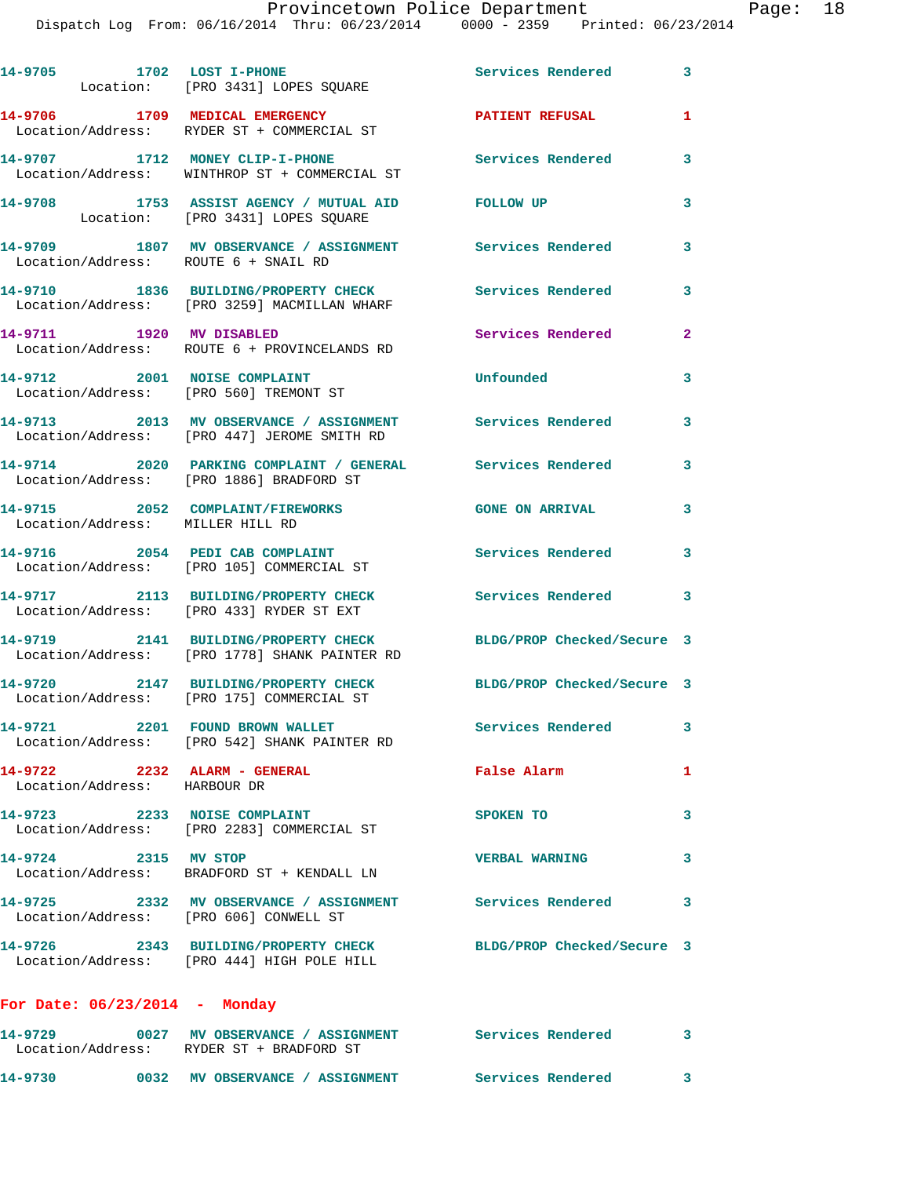14-9705 1702 LOST I-PHONE Services Rendered 3
Location: [PRO 3431] LOPES SQUARE

14-9706 1709 MEDICAL EMERGENCY PATIENT REFUSAL 1
Location/Address: RYDER ST + COMMERCIAL ST

14-9707 1712 MONEY CLIP-I-PHONE Services Rendered 3
Location/Address: WINTHROP ST + COMMERCIAL ST

14-9708 1753 ASSIST AGENCY / MUTUAL AID FOLLOW UP 3
Location: [PRO 3431] LOPES SQUARE

14-9709 1807 MV OBSERVANCE / ASSIGNMENT Services Rendered 3
Location/Address: ROUTE 6 + SNAIL RD

14-9710 1836 BUILDING/PROPERTY CHECK Services Rendered 3
Location/Address: [PRO 3259] MACMILLAN WHARF

14-9711 1920 MV DISABLED Services Rendered 2
Location/Address: ROUTE 6 + PROVINCELANDS RD

14-9712 2001 NOISE COMPLAINT Unfounded 3
Location/Address: [PRO 560] TREMONT ST

14-9713 2013 MV OBSERVANCE / ASSIGNMENT Services Rendered 3
Location/Address: [PRO 447] JEROME SMITH RD

14-9714 2020 PARKING COMPLAINT / GENERAL Services Rendered 3
Location/Address: [PRO 1886] BRADFORD ST

14-9715 2052 COMPLAINT/FIREWORKS GONE ON ARRIVAL 3
Location/Address: MILLER HILL RD

14-9716 2054 PEDI CAB COMPLAINT Services Rendered 3
Location/Address: [PRO 105] COMMERCIAL ST

14-9717 2113 BUILDING/PROPERTY CHECK Services Rendered 3
Location/Address: [PRO 433] RYDER ST EXT

14-9719 2141 BUILDING/PROPERTY CHECK BLDG/PROP Checked/Secure 3
Location/Address: [PRO 1778] SHANK PAINTER RD

14-9720 2147 BUILDING/PROPERTY CHECK BLDG/PROP Checked/Secure 3
Location/Address: [PRO 175] COMMERCIAL ST

14-9721 2201 FOUND BROWN WALLET Services Rendered 3
Location/Address: [PRO 542] SHANK PAINTER RD

14-9722 2232 ALARM - GENERAL False Alarm 1
Location/Address: HARBOUR DR

14-9723 2233 NOISE COMPLAINT SPOKEN TO 3
Location/Address: [PRO 2283] COMMERCIAL ST

14-9724 2315 MV STOP VERBAL WARNING 3
Location/Address: BRADFORD ST + KENDALL LN

14-9725 2332 MV OBSERVANCE / ASSIGNMENT Services Rendered 3
Location/Address: [PRO 606] CONWELL ST

14-9726 2343 BUILDING/PROPERTY CHECK BLDG/PROP Checked/Secure 3
Location/Address: [PRO 444] HIGH POLE HILL

**For Date: 06/23/2014 - Monday**

14-9729 0027 MV OBSERVANCE / ASSIGNMENT Services Rendered 3
Location/Address: RYDER ST + BRADFORD ST

14-9730 0032 MV OBSERVANCE / ASSIGNMENT Services Rendered 3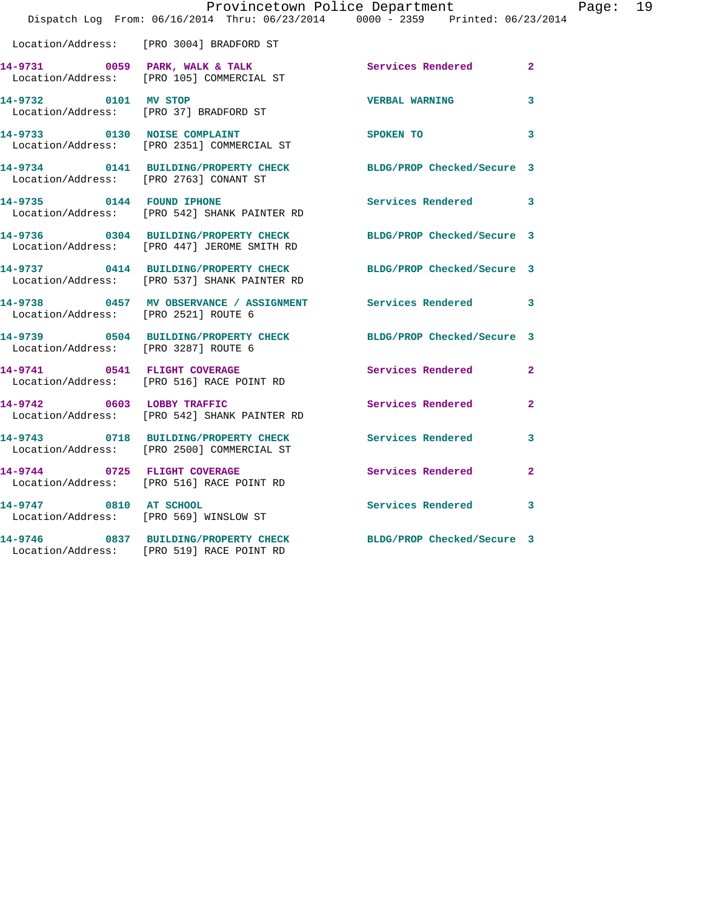Location/Address: [PRO 3004] BRADFORD ST

| | | | | |
|---|---|---|---|---|
| 14-9731 | 0059 | PARK, WALK & TALK | Services Rendered | 2 |
| | | Location/Address: [PRO 105] COMMERCIAL ST | | |
| 14-9732 | 0101 | MV STOP | VERBAL WARNING | 3 |
| | | Location/Address: [PRO 37] BRADFORD ST | | |
| 14-9733 | 0130 | NOISE COMPLAINT | SPOKEN TO | 3 |
| | | Location/Address: [PRO 2351] COMMERCIAL ST | | |
| 14-9734 | 0141 | BUILDING/PROPERTY CHECK | BLDG/PROP Checked/Secure | 3 |
| | | Location/Address: [PRO 2763] CONANT ST | | |
| 14-9735 | 0144 | FOUND IPHONE | Services Rendered | 3 |
| | | Location/Address: [PRO 542] SHANK PAINTER RD | | |
| 14-9736 | 0304 | BUILDING/PROPERTY CHECK | BLDG/PROP Checked/Secure | 3 |
| | | Location/Address: [PRO 447] JEROME SMITH RD | | |
| 14-9737 | 0414 | BUILDING/PROPERTY CHECK | BLDG/PROP Checked/Secure | 3 |
| | | Location/Address: [PRO 537] SHANK PAINTER RD | | |
| 14-9738 | 0457 | MV OBSERVANCE / ASSIGNMENT | Services Rendered | 3 |
| | | Location/Address: [PRO 2521] ROUTE 6 | | |
| 14-9739 | 0504 | BUILDING/PROPERTY CHECK | BLDG/PROP Checked/Secure | 3 |
| | | Location/Address: [PRO 3287] ROUTE 6 | | |
| 14-9741 | 0541 | FLIGHT COVERAGE | Services Rendered | 2 |
| | | Location/Address: [PRO 516] RACE POINT RD | | |
| 14-9742 | 0603 | LOBBY TRAFFIC | Services Rendered | 2 |
| | | Location/Address: [PRO 542] SHANK PAINTER RD | | |
| 14-9743 | 0718 | BUILDING/PROPERTY CHECK | Services Rendered | 3 |
| | | Location/Address: [PRO 2500] COMMERCIAL ST | | |
| 14-9744 | 0725 | FLIGHT COVERAGE | Services Rendered | 2 |
| | | Location/Address: [PRO 516] RACE POINT RD | | |
| 14-9747 | 0810 | AT SCHOOL | Services Rendered | 3 |
| | | Location/Address: [PRO 569] WINSLOW ST | | |
| 14-9746 | 0837 | BUILDING/PROPERTY CHECK | BLDG/PROP Checked/Secure | 3 |
| | | Location/Address: [PRO 519] RACE POINT RD | | |